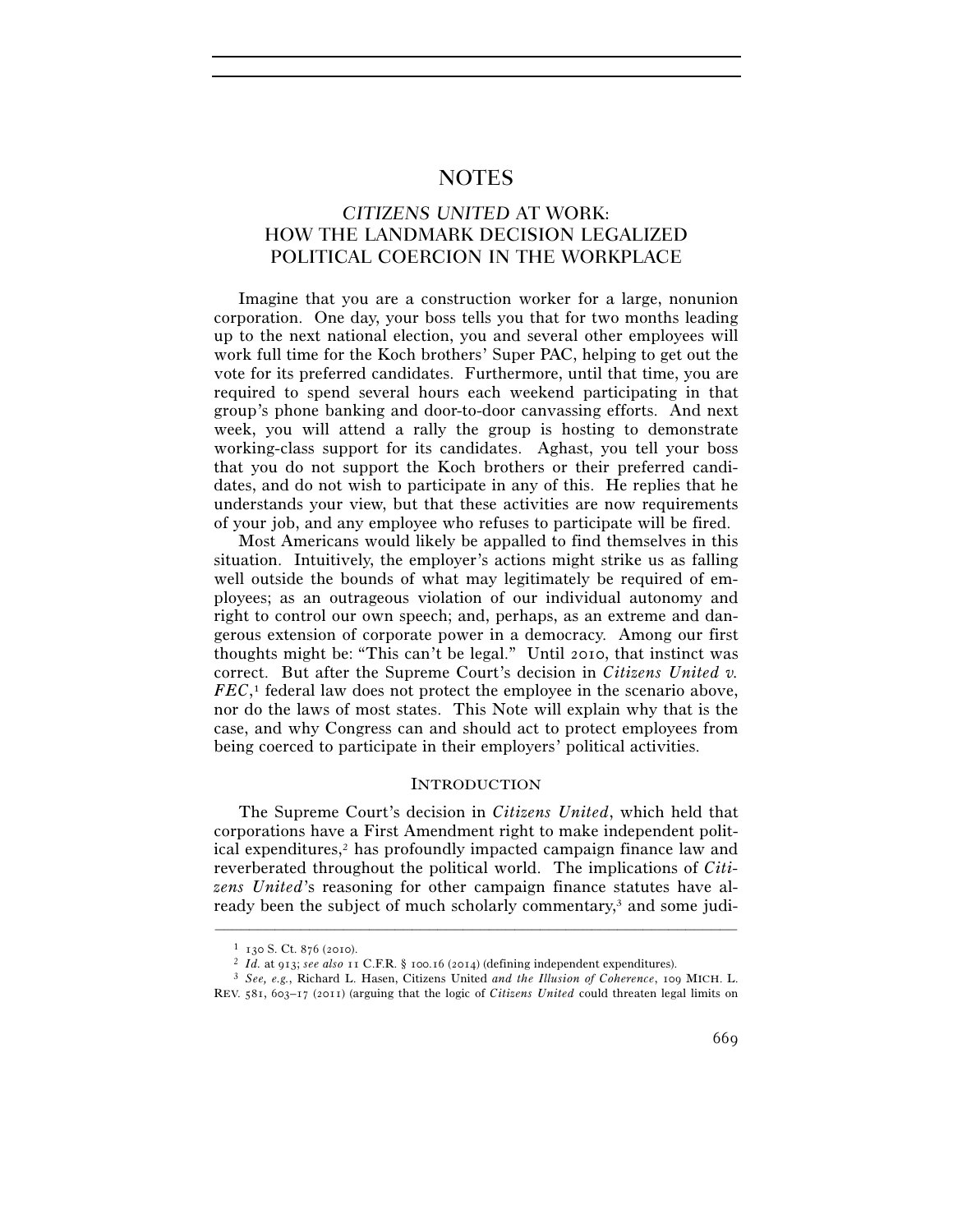# NOTES

## *CITIZENS UNITED* AT WORK: HOW THE LANDMARK DECISION LEGALIZED POLITICAL COERCION IN THE WORKPLACE

Imagine that you are a construction worker for a large, nonunion corporation. One day, your boss tells you that for two months leading up to the next national election, you and several other employees will work full time for the Koch brothers' Super PAC, helping to get out the vote for its preferred candidates. Furthermore, until that time, you are required to spend several hours each weekend participating in that group's phone banking and door-to-door canvassing efforts. And next week, you will attend a rally the group is hosting to demonstrate working-class support for its candidates. Aghast, you tell your boss that you do not support the Koch brothers or their preferred candidates, and do not wish to participate in any of this. He replies that he understands your view, but that these activities are now requirements of your job, and any employee who refuses to participate will be fired.

Most Americans would likely be appalled to find themselves in this situation. Intuitively, the employer's actions might strike us as falling well outside the bounds of what may legitimately be required of employees; as an outrageous violation of our individual autonomy and right to control our own speech; and, perhaps, as an extreme and dangerous extension of corporate power in a democracy. Among our first thoughts might be: "This can't be legal." Until 2010, that instinct was correct. But after the Supreme Court's decision in *Citizens United v. FEC*,[1] federal law does not protect the employee in the scenario above, nor do the laws of most states. This Note will explain why that is the case, and why Congress can and should act to protect employees from being coerced to participate in their employers' political activities.

### INTRODUCTION

The Supreme Court's decision in *Citizens United*, which held that corporations have a First Amendment right to make independent political expenditures,[2] has profoundly impacted campaign finance law and reverberated throughout the political world. The implications of *Citizens United*'s reasoning for other campaign finance statutes have already been the subject of much scholarly commentary,[3] and some judi-

---

[1] 130 S. Ct. 876 (2010).

[2] *Id.* at 913; *see also* 11 C.F.R. § 100.16 (2014) (defining independent expenditures).

[3] *See, e.g.*, Richard L. Hasen, Citizens United *and the Illusion of Coherence*, 109 MICH. L. REV. 581, 603–17 (2011) (arguing that the logic of *Citizens United* could threaten legal limits on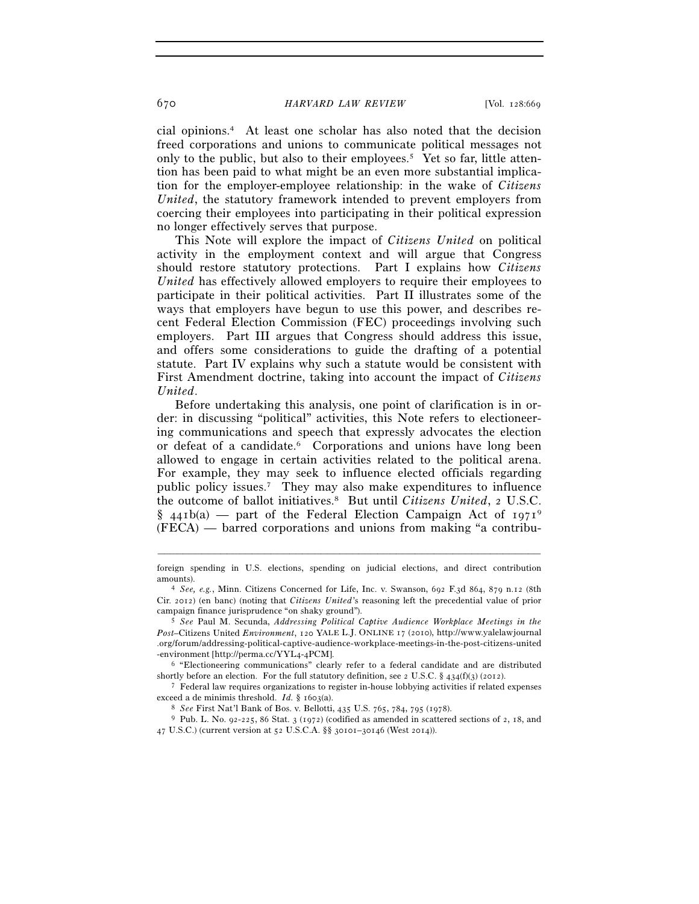cial opinions.[4] At least one scholar has also noted that the decision freed corporations and unions to communicate political messages not only to the public, but also to their employees.[5] Yet so far, little attention has been paid to what might be an even more substantial implication for the employer-employee relationship: in the wake of *Citizens United*, the statutory framework intended to prevent employers from coercing their employees into participating in their political expression no longer effectively serves that purpose.

This Note will explore the impact of *Citizens United* on political activity in the employment context and will argue that Congress should restore statutory protections. Part I explains how *Citizens United* has effectively allowed employers to require their employees to participate in their political activities. Part II illustrates some of the ways that employers have begun to use this power, and describes recent Federal Election Commission (FEC) proceedings involving such employers. Part III argues that Congress should address this issue, and offers some considerations to guide the drafting of a potential statute. Part IV explains why such a statute would be consistent with First Amendment doctrine, taking into account the impact of *Citizens United*.

Before undertaking this analysis, one point of clarification is in order: in discussing "political" activities, this Note refers to electioneering communications and speech that expressly advocates the election or defeat of a candidate.[6] Corporations and unions have long been allowed to engage in certain activities related to the political arena. For example, they may seek to influence elected officials regarding public policy issues.[7] They may also make expenditures to influence the outcome of ballot initiatives.[8] But until *Citizens United*, 2 U.S.C. § 441b(a) — part of the Federal Election Campaign Act of 1971[9] (FECA) — barred corporations and unions from making "a contribu-

---

foreign spending in U.S. elections, spending on judicial elections, and direct contribution amounts).

[4] *See, e.g.*, Minn. Citizens Concerned for Life, Inc. v. Swanson, 692 F.3d 864, 879 n.12 (8th Cir. 2012) (en banc) (noting that *Citizens United*'s reasoning left the precedential value of prior campaign finance jurisprudence "on shaky ground").

[5] *See* Paul M. Secunda, *Addressing Political Captive Audience Workplace Meetings in the Post–*Citizens United *Environment*, 120 YALE L.J. ONLINE 17 (2010), http://www.yalelawjournal.org/forum/addressing-political-captive-audience-workplace-meetings-in-the-post-citizens-united-environment [http://perma.cc/YYL4-4PCM].

[6] "Electioneering communications" clearly refer to a federal candidate and are distributed shortly before an election. For the full statutory definition, see 2 U.S.C. § 434(f)(3) (2012).

[7] Federal law requires organizations to register in-house lobbying activities if related expenses exceed a de minimis threshold. *Id.* § 1603(a).

[8] *See* First Nat'l Bank of Bos. v. Bellotti, 435 U.S. 765, 784, 795 (1978).

[9] Pub. L. No. 92-225, 86 Stat. 3 (1972) (codified as amended in scattered sections of 2, 18, and 47 U.S.C.) (current version at 52 U.S.C.A. §§ 30101–30146 (West 2014)).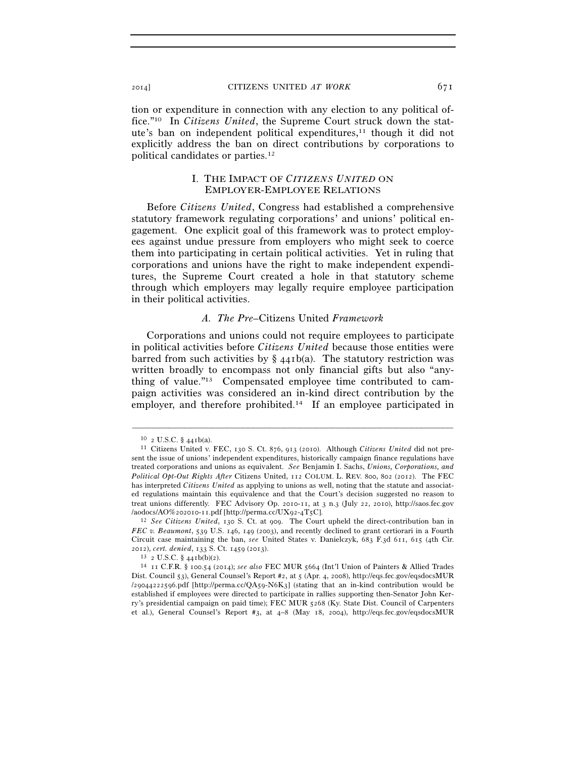tion or expenditure in connection with any election to any political office."[10] In *Citizens United*, the Supreme Court struck down the statute's ban on independent political expenditures,[11] though it did not explicitly address the ban on direct contributions by corporations to political candidates or parties.[12]

## I. THE IMPACT OF *CITIZENS UNITED* ON EMPLOYER-EMPLOYEE RELATIONS

Before *Citizens United*, Congress had established a comprehensive statutory framework regulating corporations' and unions' political engagement. One explicit goal of this framework was to protect employees against undue pressure from employers who might seek to coerce them into participating in certain political activities. Yet in ruling that corporations and unions have the right to make independent expenditures, the Supreme Court created a hole in that statutory scheme through which employers may legally require employee participation in their political activities.

### *A. The Pre–*Citizens United *Framework*

Corporations and unions could not require employees to participate in political activities before *Citizens United* because those entities were barred from such activities by § 441b(a). The statutory restriction was written broadly to encompass not only financial gifts but also "anything of value."[13] Compensated employee time contributed to campaign activities was considered an in-kind direct contribution by the employer, and therefore prohibited.[14] If an employee participated in

---

[10] 2 U.S.C. § 441b(a).

[11] Citizens United v. FEC, 130 S. Ct. 876, 913 (2010). Although *Citizens United* did not present the issue of unions' independent expenditures, historically campaign finance regulations have treated corporations and unions as equivalent. *See* Benjamin I. Sachs, *Unions, Corporations, and Political Opt-Out Rights After* Citizens United, 112 COLUM. L. REV. 800, 802 (2012). The FEC has interpreted *Citizens United* as applying to unions as well, noting that the statute and associated regulations maintain this equivalence and that the Court's decision suggested no reason to treat unions differently. FEC Advisory Op. 2010-11, at 3 n.3 (July 22, 2010), http://saos.fec.gov/aodocs/AO%202010-11.pdf [http://perma.cc/UX92-4T5C].

[12] *See Citizens United*, 130 S. Ct. at 909. The Court upheld the direct-contribution ban in *FEC v. Beaumont*, 539 U.S. 146, 149 (2003), and recently declined to grant certiorari in a Fourth Circuit case maintaining the ban, *see* United States v. Danielczyk, 683 F.3d 611, 615 (4th Cir. 2012), *cert. denied*, 133 S. Ct. 1459 (2013).

[13] 2 U.S.C. § 441b(b)(2).

[14] 11 C.F.R. § 100.54 (2014); *see also* FEC MUR 5664 (Int'l Union of Painters & Allied Trades Dist. Council 53), General Counsel's Report #2, at 5 (Apr. 4, 2008), http://eqs.fec.gov/eqsdocsMUR/29044222596.pdf [http://perma.cc/QA59-N6K3] (stating that an in-kind contribution would be established if employees were directed to participate in rallies supporting then-Senator John Kerry's presidential campaign on paid time); FEC MUR 5268 (Ky. State Dist. Council of Carpenters et al.), General Counsel's Report #3, at 4–8 (May 18, 2004), http://eqs.fec.gov/eqsdocsMUR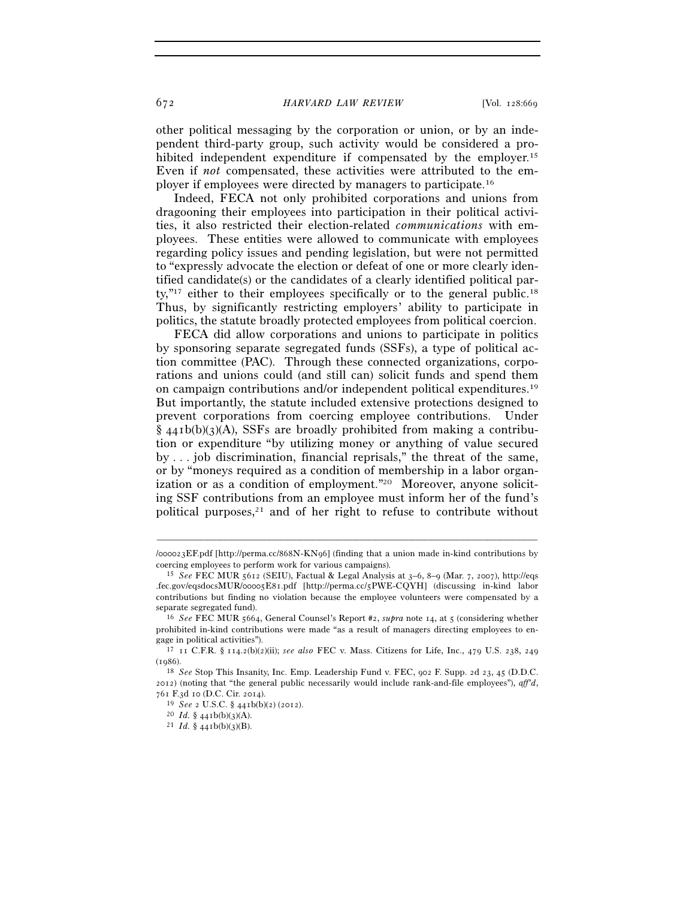other political messaging by the corporation or union, or by an independent third-party group, such activity would be considered a prohibited independent expenditure if compensated by the employer.[15] Even if *not* compensated, these activities were attributed to the employer if employees were directed by managers to participate.[16]

Indeed, FECA not only prohibited corporations and unions from dragooning their employees into participation in their political activities, it also restricted their election-related *communications* with employees. These entities were allowed to communicate with employees regarding policy issues and pending legislation, but were not permitted to "expressly advocate the election or defeat of one or more clearly identified candidate(s) or the candidates of a clearly identified political party,"[17] either to their employees specifically or to the general public.[18] Thus, by significantly restricting employers' ability to participate in politics, the statute broadly protected employees from political coercion.

FECA did allow corporations and unions to participate in politics by sponsoring separate segregated funds (SSFs), a type of political action committee (PAC). Through these connected organizations, corporations and unions could (and still can) solicit funds and spend them on campaign contributions and/or independent political expenditures.[19] But importantly, the statute included extensive protections designed to prevent corporations from coercing employee contributions. Under § 441b(b)(3)(A), SSFs are broadly prohibited from making a contribution or expenditure "by utilizing money or anything of value secured by . . . job discrimination, financial reprisals," the threat of the same, or by "moneys required as a condition of membership in a labor organization or as a condition of employment."[20] Moreover, anyone soliciting SSF contributions from an employee must inform her of the fund's political purposes,[21] and of her right to refuse to contribute without

---

/000023EF.pdf [http://perma.cc/868N-KN96] (finding that a union made in-kind contributions by coercing employees to perform work for various campaigns).

[15] *See* FEC MUR 5612 (SEIU), Factual & Legal Analysis at 3–6, 8–9 (Mar. 7, 2007), http://eqs.fec.gov/eqsdocsMUR/00005E81.pdf [http://perma.cc/5PWE-CQYH] (discussing in-kind labor contributions but finding no violation because the employee volunteers were compensated by a separate segregated fund).

[16] *See* FEC MUR 5664, General Counsel's Report #2, *supra* note 14, at 5 (considering whether prohibited in-kind contributions were made "as a result of managers directing employees to engage in political activities").

[17] 11 C.F.R. § 114.2(b)(2)(ii); *see also* FEC v. Mass. Citizens for Life, Inc., 479 U.S. 238, 249 (1986).

[18] *See* Stop This Insanity, Inc. Emp. Leadership Fund v. FEC, 902 F. Supp. 2d 23, 45 (D.D.C. 2012) (noting that "the general public necessarily would include rank-and-file employees"), *aff'd*, 761 F.3d 10 (D.C. Cir. 2014).

[19] *See* 2 U.S.C. § 441b(b)(2) (2012).

[20] *Id.* § 441b(b)(3)(A).

[21] *Id.* § 441b(b)(3)(B).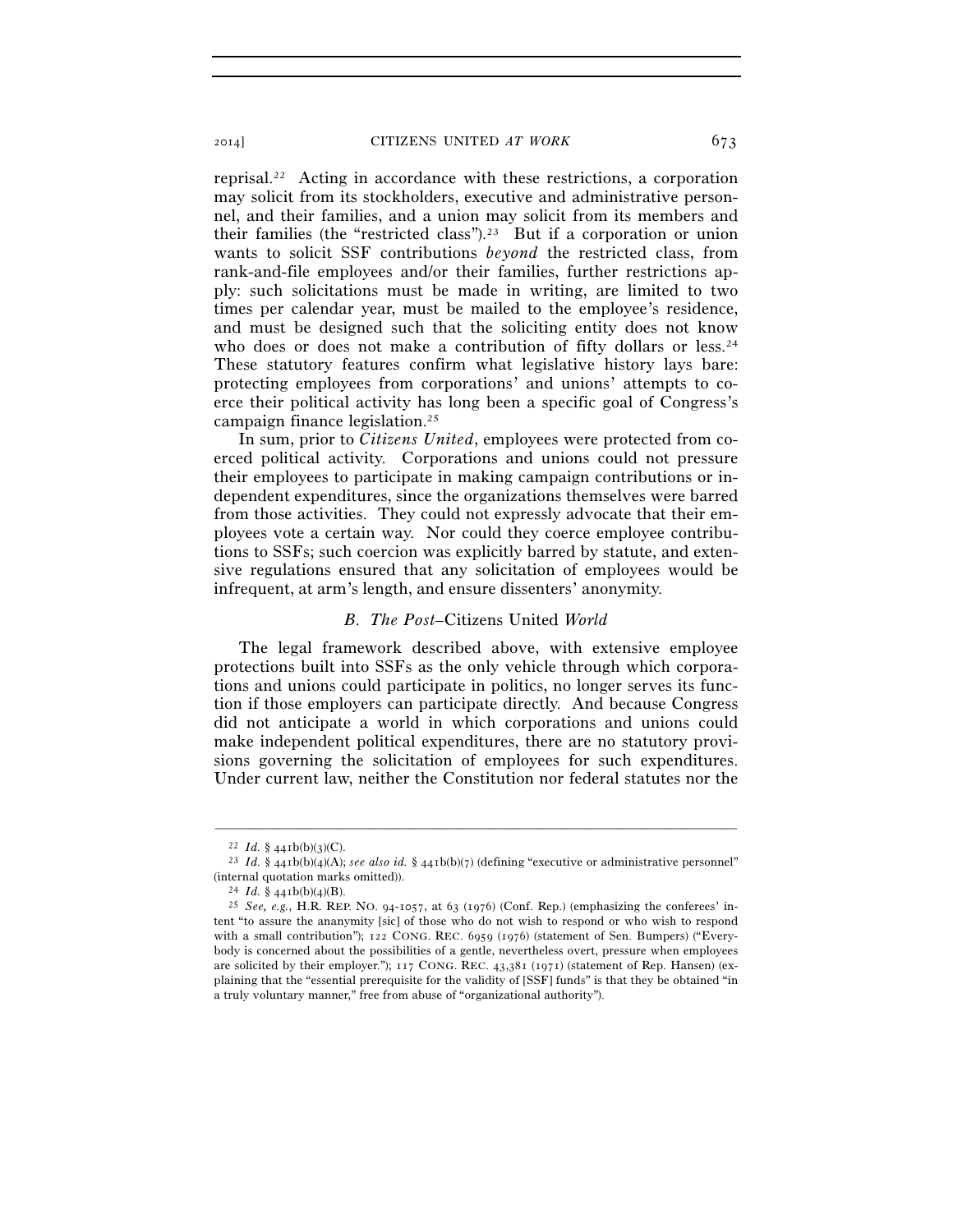reprisal.[22] Acting in accordance with these restrictions, a corporation may solicit from its stockholders, executive and administrative personnel, and their families, and a union may solicit from its members and their families (the "restricted class").[23] But if a corporation or union wants to solicit SSF contributions *beyond* the restricted class, from rank-and-file employees and/or their families, further restrictions apply: such solicitations must be made in writing, are limited to two times per calendar year, must be mailed to the employee's residence, and must be designed such that the soliciting entity does not know who does or does not make a contribution of fifty dollars or less.[24] These statutory features confirm what legislative history lays bare: protecting employees from corporations' and unions' attempts to coerce their political activity has long been a specific goal of Congress's campaign finance legislation.[25]

In sum, prior to *Citizens United*, employees were protected from coerced political activity. Corporations and unions could not pressure their employees to participate in making campaign contributions or independent expenditures, since the organizations themselves were barred from those activities. They could not expressly advocate that their employees vote a certain way. Nor could they coerce employee contributions to SSFs; such coercion was explicitly barred by statute, and extensive regulations ensured that any solicitation of employees would be infrequent, at arm's length, and ensure dissenters' anonymity.

### *B. The Post–*Citizens United *World*

The legal framework described above, with extensive employee protections built into SSFs as the only vehicle through which corporations and unions could participate in politics, no longer serves its function if those employers can participate directly. And because Congress did not anticipate a world in which corporations and unions could make independent political expenditures, there are no statutory provisions governing the solicitation of employees for such expenditures. Under current law, neither the Constitution nor federal statutes nor the

---

[22] *Id.* § 441b(b)(3)(C).

[23] *Id.* § 441b(b)(4)(A); *see also id.* § 441b(b)(7) (defining "executive or administrative personnel" (internal quotation marks omitted)).

[24] *Id.* § 441b(b)(4)(B).

[25] *See, e.g.*, H.R. REP. NO. 94-1057, at 63 (1976) (Conf. Rep.) (emphasizing the conferees' intent "to assure the ananymity [sic] of those who do not wish to respond or who wish to respond with a small contribution"); 122 CONG. REC. 6959 (1976) (statement of Sen. Bumpers) ("Everybody is concerned about the possibilities of a gentle, nevertheless overt, pressure when employees are solicited by their employer."); 117 CONG. REC. 43,381 (1971) (statement of Rep. Hansen) (explaining that the "essential prerequisite for the validity of [SSF] funds" is that they be obtained "in a truly voluntary manner," free from abuse of "organizational authority").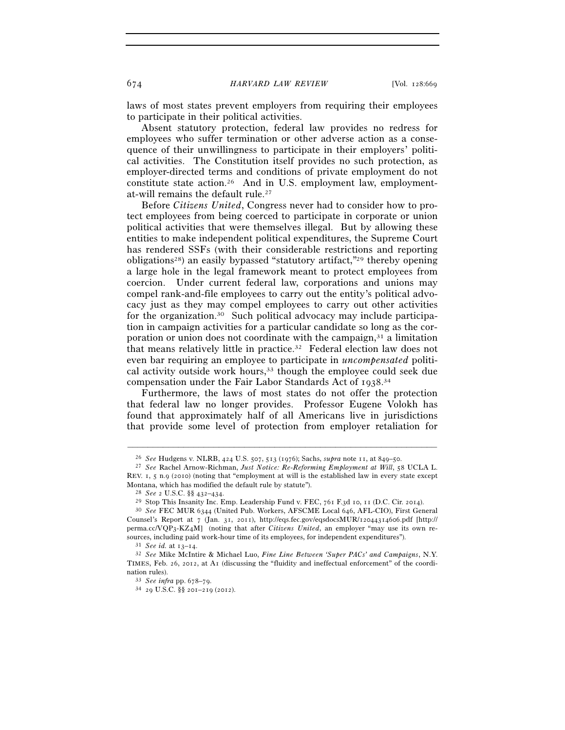laws of most states prevent employers from requiring their employees to participate in their political activities.

Absent statutory protection, federal law provides no redress for employees who suffer termination or other adverse action as a consequence of their unwillingness to participate in their employers' political activities. The Constitution itself provides no such protection, as employer-directed terms and conditions of private employment do not constitute state action.[26] And in U.S. employment law, employment-at-will remains the default rule.[27]

Before *Citizens United*, Congress never had to consider how to protect employees from being coerced to participate in corporate or union political activities that were themselves illegal. But by allowing these entities to make independent political expenditures, the Supreme Court has rendered SSFs (with their considerable restrictions and reporting obligations[28]) an easily bypassed "statutory artifact,"[29] thereby opening a large hole in the legal framework meant to protect employees from coercion. Under current federal law, corporations and unions may compel rank-and-file employees to carry out the entity's political advocacy just as they may compel employees to carry out other activities for the organization.[30] Such political advocacy may include participation in campaign activities for a particular candidate so long as the corporation or union does not coordinate with the campaign,[31] a limitation that means relatively little in practice.[32] Federal election law does not even bar requiring an employee to participate in *uncompensated* political activity outside work hours,[33] though the employee could seek due compensation under the Fair Labor Standards Act of 1938.[34]

Furthermore, the laws of most states do not offer the protection that federal law no longer provides. Professor Eugene Volokh has found that approximately half of all Americans live in jurisdictions that provide some level of protection from employer retaliation for

---

[26] *See* Hudgens v. NLRB, 424 U.S. 507, 513 (1976); Sachs, *supra* note 11, at 849–50.

[27] *See* Rachel Arnow-Richman, *Just Notice: Re-Reforming Employment at Will*, 58 UCLA L. REV. 1, 5 n.9 (2010) (noting that "employment at will is the established law in every state except Montana, which has modified the default rule by statute").

[28] *See* 2 U.S.C. §§ 432–434.

[29] Stop This Insanity Inc. Emp. Leadership Fund v. FEC, 761 F.3d 10, 11 (D.C. Cir. 2014).

[30] *See* FEC MUR 6344 (United Pub. Workers, AFSCME Local 646, AFL-CIO), First General Counsel's Report at 7 (Jan. 31, 2011), http://eqs.fec.gov/eqsdocsMUR/12044314606.pdf [http://perma.cc/VQP3-KZ4M] (noting that after *Citizens United*, an employer "may use its own resources, including paid work-hour time of its employees, for independent expenditures").

[31] *See id.* at 13–14.

[32] *See* Mike McIntire & Michael Luo, *Fine Line Between 'Super PACs' and Campaigns*, N.Y. TIMES, Feb. 26, 2012, at A1 (discussing the "fluidity and ineffectual enforcement" of the coordination rules).

[33] *See infra* pp. 678–79.

[34] 29 U.S.C. §§ 201–219 (2012).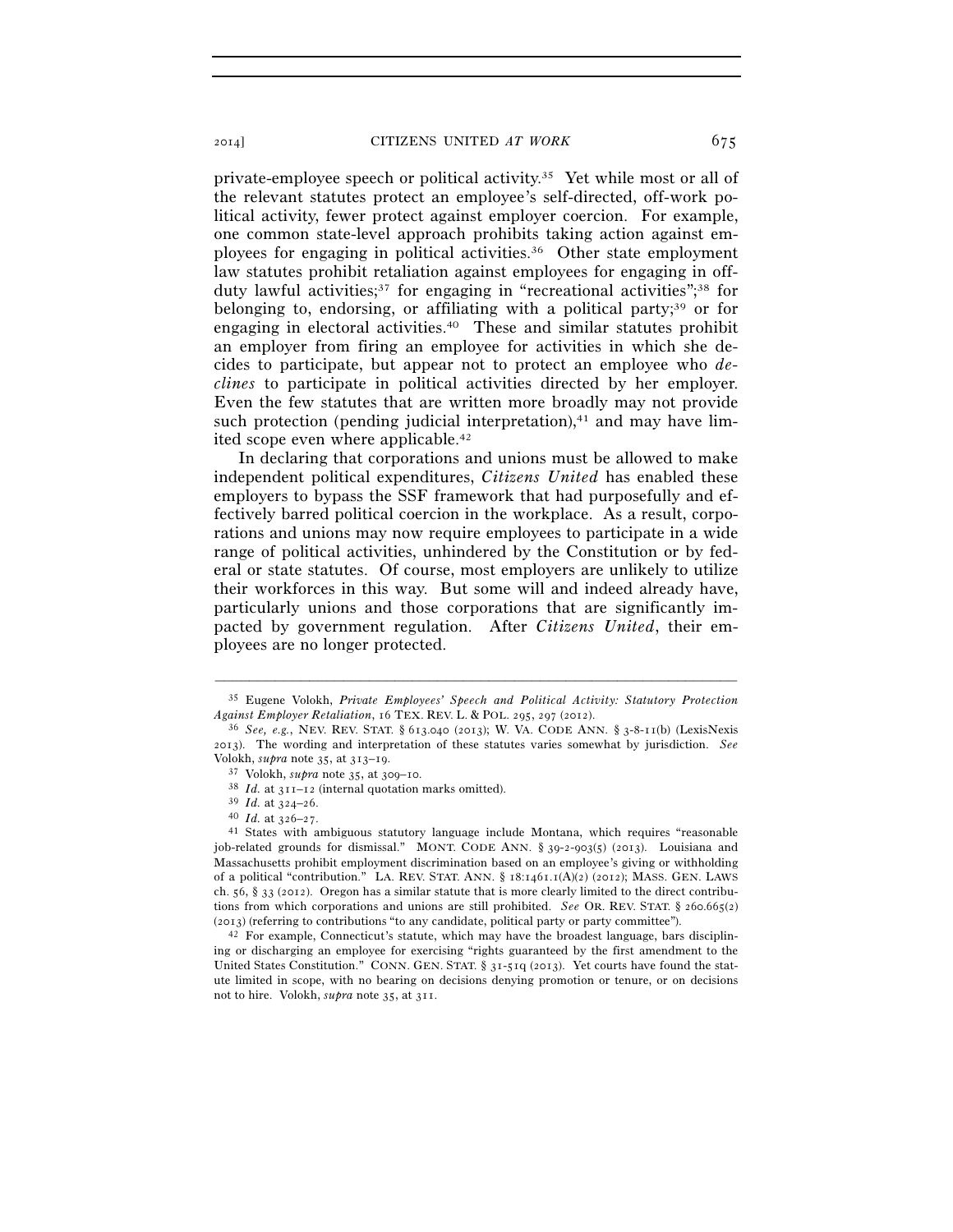private-employee speech or political activity.[35] Yet while most or all of the relevant statutes protect an employee's self-directed, off-work political activity, fewer protect against employer coercion. For example, one common state-level approach prohibits taking action against employees for engaging in political activities.[36] Other state employment law statutes prohibit retaliation against employees for engaging in off-duty lawful activities;[37] for engaging in "recreational activities";[38] for belonging to, endorsing, or affiliating with a political party;[39] or for engaging in electoral activities.[40] These and similar statutes prohibit an employer from firing an employee for activities in which she decides to participate, but appear not to protect an employee who *declines* to participate in political activities directed by her employer. Even the few statutes that are written more broadly may not provide such protection (pending judicial interpretation),[41] and may have limited scope even where applicable.[42]

In declaring that corporations and unions must be allowed to make independent political expenditures, *Citizens United* has enabled these employers to bypass the SSF framework that had purposefully and effectively barred political coercion in the workplace. As a result, corporations and unions may now require employees to participate in a wide range of political activities, unhindered by the Constitution or by federal or state statutes. Of course, most employers are unlikely to utilize their workforces in this way. But some will and indeed already have, particularly unions and those corporations that are significantly impacted by government regulation. After *Citizens United*, their employees are no longer protected.

---

[35] Eugene Volokh, *Private Employees' Speech and Political Activity: Statutory Protection Against Employer Retaliation*, 16 TEX. REV. L. & POL. 295, 297 (2012).

[36] *See, e.g.*, NEV. REV. STAT. § 613.040 (2013); W. VA. CODE ANN. § 3-8-11(b) (LexisNexis 2013). The wording and interpretation of these statutes varies somewhat by jurisdiction. *See* Volokh, *supra* note 35, at 313–19.

[37] Volokh, *supra* note 35, at 309–10.

[38] *Id.* at 311–12 (internal quotation marks omitted).

[39] *Id.* at 324–26.

[40] *Id.* at 326–27.

[41] States with ambiguous statutory language include Montana, which requires "reasonable job-related grounds for dismissal." MONT. CODE ANN. § 39-2-903(5) (2013). Louisiana and Massachusetts prohibit employment discrimination based on an employee's giving or withholding of a political "contribution." LA. REV. STAT. ANN. § 18:1461.1(A)(2) (2012); MASS. GEN. LAWS ch. 56, § 33 (2012). Oregon has a similar statute that is more clearly limited to the direct contributions from which corporations and unions are still prohibited. *See* OR. REV. STAT. § 260.665(2) (2013) (referring to contributions "to any candidate, political party or party committee").

[42] For example, Connecticut's statute, which may have the broadest language, bars disciplining or discharging an employee for exercising "rights guaranteed by the first amendment to the United States Constitution." CONN. GEN. STAT. § 31-51q (2013). Yet courts have found the statute limited in scope, with no bearing on decisions denying promotion or tenure, or on decisions not to hire. Volokh, *supra* note 35, at 311.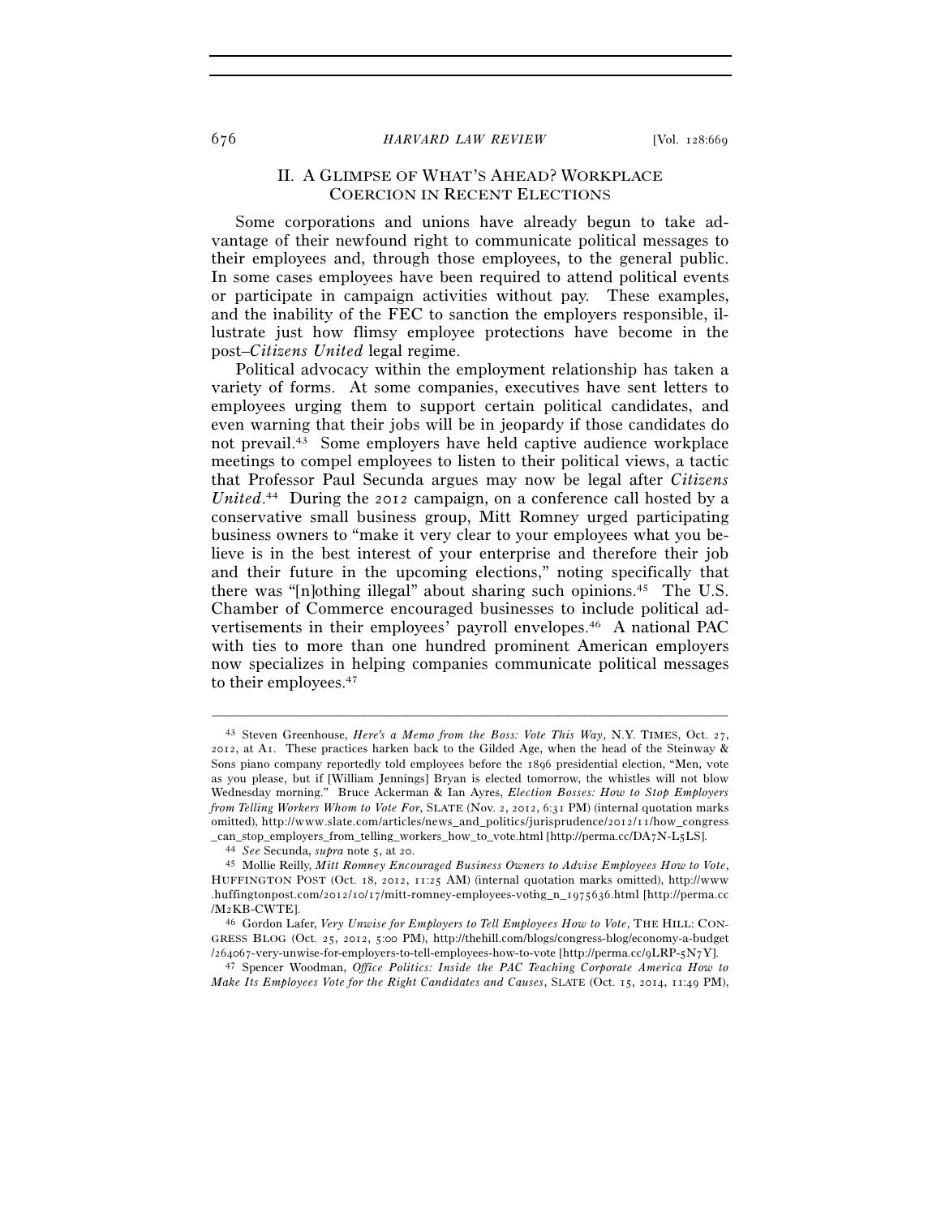## II. A GLIMPSE OF WHAT'S AHEAD? WORKPLACE COERCION IN RECENT ELECTIONS

Some corporations and unions have already begun to take advantage of their newfound right to communicate political messages to their employees and, through those employees, to the general public. In some cases employees have been required to attend political events or participate in campaign activities without pay. These examples, and the inability of the FEC to sanction the employers responsible, illustrate just how flimsy employee protections have become in the post–*Citizens United* legal regime.

Political advocacy within the employment relationship has taken a variety of forms. At some companies, executives have sent letters to employees urging them to support certain political candidates, and even warning that their jobs will be in jeopardy if those candidates do not prevail.[43] Some employers have held captive audience workplace meetings to compel employees to listen to their political views, a tactic that Professor Paul Secunda argues may now be legal after *Citizens United*.[44] During the 2012 campaign, on a conference call hosted by a conservative small business group, Mitt Romney urged participating business owners to "make it very clear to your employees what you believe is in the best interest of your enterprise and therefore their job and their future in the upcoming elections," noting specifically that there was "[n]othing illegal" about sharing such opinions.[45] The U.S. Chamber of Commerce encouraged businesses to include political advertisements in their employees' payroll envelopes.[46] A national PAC with ties to more than one hundred prominent American employers now specializes in helping companies communicate political messages to their employees.[47]

---

[43] Steven Greenhouse, *Here's a Memo from the Boss: Vote This Way*, N.Y. TIMES, Oct. 27, 2012, at A1. These practices harken back to the Gilded Age, when the head of the Steinway & Sons piano company reportedly told employees before the 1896 presidential election, "Men, vote as you please, but if [William Jennings] Bryan is elected tomorrow, the whistles will not blow Wednesday morning." Bruce Ackerman & Ian Ayres, *Election Bosses: How to Stop Employers from Telling Workers Whom to Vote For*, SLATE (Nov. 2, 2012, 6:31 PM) (internal quotation marks omitted), http://www.slate.com/articles/news_and_politics/jurisprudence/2012/11/how_congress_can_stop_employers_from_telling_workers_how_to_vote.html [http://perma.cc/DA7N-L5LS].

[44] *See* Secunda, *supra* note 5, at 20.

[45] Mollie Reilly, *Mitt Romney Encouraged Business Owners to Advise Employees How to Vote*, HUFFINGTON POST (Oct. 18, 2012, 11:25 AM) (internal quotation marks omitted), http://www.huffingtonpost.com/2012/10/17/mitt-romney-employees-voting_n_1975636.html [http://perma.cc/M2KB-CWTE].

[46] Gordon Lafer, *Very Unwise for Employers to Tell Employees How to Vote*, THE HILL: CONGRESS BLOG (Oct. 25, 2012, 5:00 PM), http://thehill.com/blogs/congress-blog/economy-a-budget/264067-very-unwise-for-employers-to-tell-employees-how-to-vote [http://perma.cc/9LRP-5N7Y].

[47] Spencer Woodman, *Office Politics: Inside the PAC Teaching Corporate America How to Make Its Employees Vote for the Right Candidates and Causes*, SLATE (Oct. 15, 2014, 11:49 PM),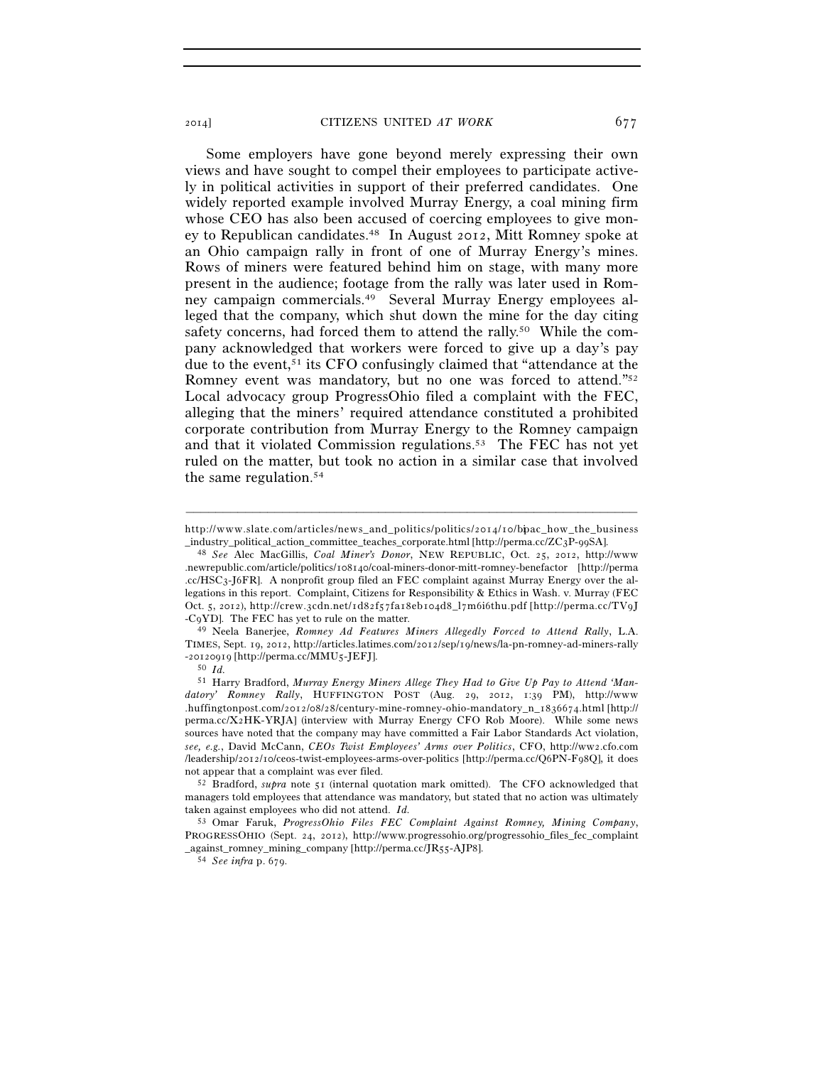Some employers have gone beyond merely expressing their own views and have sought to compel their employees to participate actively in political activities in support of their preferred candidates. One widely reported example involved Murray Energy, a coal mining firm whose CEO has also been accused of coercing employees to give money to Republican candidates.[48] In August 2012, Mitt Romney spoke at an Ohio campaign rally in front of one of Murray Energy's mines. Rows of miners were featured behind him on stage, with many more present in the audience; footage from the rally was later used in Romney campaign commercials.[49] Several Murray Energy employees alleged that the company, which shut down the mine for the day citing safety concerns, had forced them to attend the rally.[50] While the company acknowledged that workers were forced to give up a day's pay due to the event,[51] its CFO confusingly claimed that "attendance at the Romney event was mandatory, but no one was forced to attend."[52] Local advocacy group ProgressOhio filed a complaint with the FEC, alleging that the miners' required attendance constituted a prohibited corporate contribution from Murray Energy to the Romney campaign and that it violated Commission regulations.[53] The FEC has not yet ruled on the matter, but took no action in a similar case that involved the same regulation.[54]

---

http://www.slate.com/articles/news_and_politics/politics/2014/10/bipac_how_the_business_industry_political_action_committee_teaches_corporate.html [http://perma.cc/ZC3P-99SA].

[48] *See* Alec MacGillis, *Coal Miner's Donor*, NEW REPUBLIC, Oct. 25, 2012, http://www.newrepublic.com/article/politics/108140/coal-miners-donor-mitt-romney-benefactor [http://perma.cc/HSC3-J6FR]. A nonprofit group filed an FEC complaint against Murray Energy over the allegations in this report. Complaint, Citizens for Responsibility & Ethics in Wash. v. Murray (FEC Oct. 5, 2012), http://crew.3cdn.net/1d82f57fa18eb104d8_l7m6i6thu.pdf [http://perma.cc/TV9J-C9YD]. The FEC has yet to rule on the matter.

[49] Neela Banerjee, *Romney Ad Features Miners Allegedly Forced to Attend Rally*, L.A. TIMES, Sept. 19, 2012, http://articles.latimes.com/2012/sep/19/news/la-pn-romney-ad-miners-rally-20120919 [http://perma.cc/MMU5-JEFJ].

[50] *Id.*

[51] Harry Bradford, *Murray Energy Miners Allege They Had to Give Up Pay to Attend 'Mandatory' Romney Rally*, HUFFINGTON POST (Aug. 29, 2012, 1:39 PM), http://www.huffingtonpost.com/2012/08/28/century-mine-romney-ohio-mandatory_n_1836674.html [http://perma.cc/X2HK-YRJA] (interview with Murray Energy CFO Rob Moore). While some news sources have noted that the company may have committed a Fair Labor Standards Act violation, *see, e.g.*, David McCann, *CEOs Twist Employees' Arms over Politics*, CFO, http://ww2.cfo.com/leadership/2012/10/ceos-twist-employees-arms-over-politics [http://perma.cc/Q6PN-F98Q], it does not appear that a complaint was ever filed.

[52] Bradford, *supra* note 51 (internal quotation mark omitted). The CFO acknowledged that managers told employees that attendance was mandatory, but stated that no action was ultimately taken against employees who did not attend. *Id.*

[53] Omar Faruk, *ProgressOhio Files FEC Complaint Against Romney, Mining Company*, PROGRESSOHIO (Sept. 24, 2012), http://www.progressohio.org/progressohio_files_fec_complaint_against_romney_mining_company [http://perma.cc/JR55-AJP8].

[54] *See infra* p. 679.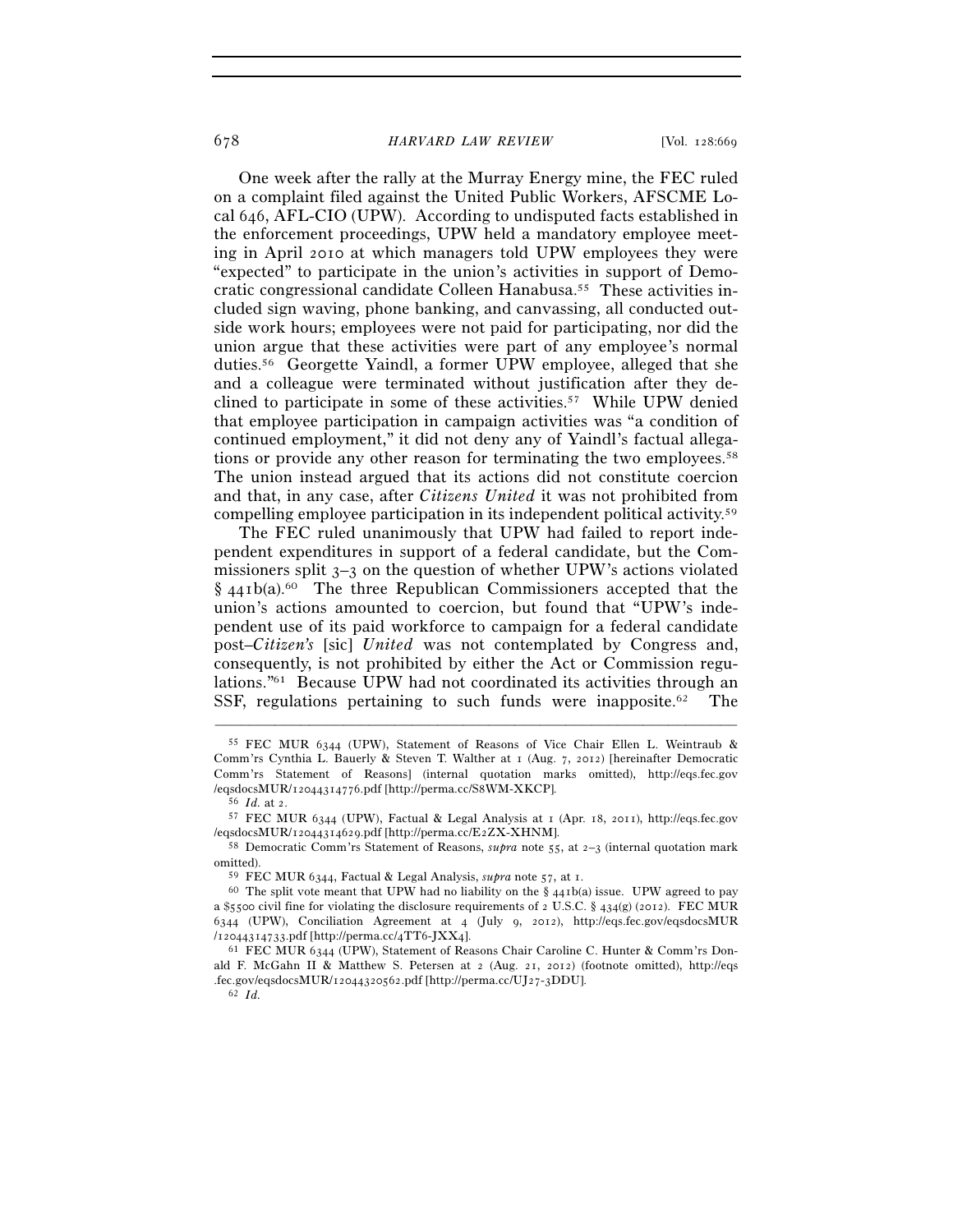One week after the rally at the Murray Energy mine, the FEC ruled on a complaint filed against the United Public Workers, AFSCME Local 646, AFL-CIO (UPW). According to undisputed facts established in the enforcement proceedings, UPW held a mandatory employee meeting in April 2010 at which managers told UPW employees they were "expected" to participate in the union's activities in support of Democratic congressional candidate Colleen Hanabusa.[55] These activities included sign waving, phone banking, and canvassing, all conducted outside work hours; employees were not paid for participating, nor did the union argue that these activities were part of any employee's normal duties.[56] Georgette Yaindl, a former UPW employee, alleged that she and a colleague were terminated without justification after they declined to participate in some of these activities.[57] While UPW denied that employee participation in campaign activities was "a condition of continued employment," it did not deny any of Yaindl's factual allegations or provide any other reason for terminating the two employees.[58] The union instead argued that its actions did not constitute coercion and that, in any case, after *Citizens United* it was not prohibited from compelling employee participation in its independent political activity.[59]

The FEC ruled unanimously that UPW had failed to report independent expenditures in support of a federal candidate, but the Commissioners split 3–3 on the question of whether UPW's actions violated § 441b(a).[60] The three Republican Commissioners accepted that the union's actions amounted to coercion, but found that "UPW's independent use of its paid workforce to campaign for a federal candidate post–*Citizen's* [sic] *United* was not contemplated by Congress and, consequently, is not prohibited by either the Act or Commission regulations."[61] Because UPW had not coordinated its activities through an SSF, regulations pertaining to such funds were inapposite.[62] The

---

[55] FEC MUR 6344 (UPW), Statement of Reasons of Vice Chair Ellen L. Weintraub & Comm'rs Cynthia L. Bauerly & Steven T. Walther at 1 (Aug. 7, 2012) [hereinafter Democratic Comm'rs Statement of Reasons] (internal quotation marks omitted), http://eqs.fec.gov/eqsdocsMUR/12044314776.pdf [http://perma.cc/S8WM-XKCP].

[56] *Id.* at 2.

[57] FEC MUR 6344 (UPW), Factual & Legal Analysis at 1 (Apr. 18, 2011), http://eqs.fec.gov/eqsdocsMUR/12044314629.pdf [http://perma.cc/E2ZX-XHNM].

[58] Democratic Comm'rs Statement of Reasons, *supra* note 55, at 2–3 (internal quotation mark omitted).

[59] FEC MUR 6344, Factual & Legal Analysis, *supra* note 57, at 1.

[60] The split vote meant that UPW had no liability on the § 441b(a) issue. UPW agreed to pay a $5500 civil fine for violating the disclosure requirements of 2 U.S.C. § 434(g) (2012). FEC MUR 6344 (UPW), Conciliation Agreement at 4 (July 9, 2012), http://eqs.fec.gov/eqsdocsMUR/12044314733.pdf [http://perma.cc/4TT6-JXX4].

[61] FEC MUR 6344 (UPW), Statement of Reasons Chair Caroline C. Hunter & Comm'rs Donald F. McGahn II & Matthew S. Petersen at 2 (Aug. 21, 2012) (footnote omitted), http://eqs.fec.gov/eqsdocsMUR/12044320562.pdf [http://perma.cc/UJ27-3DDU].

[62] *Id.*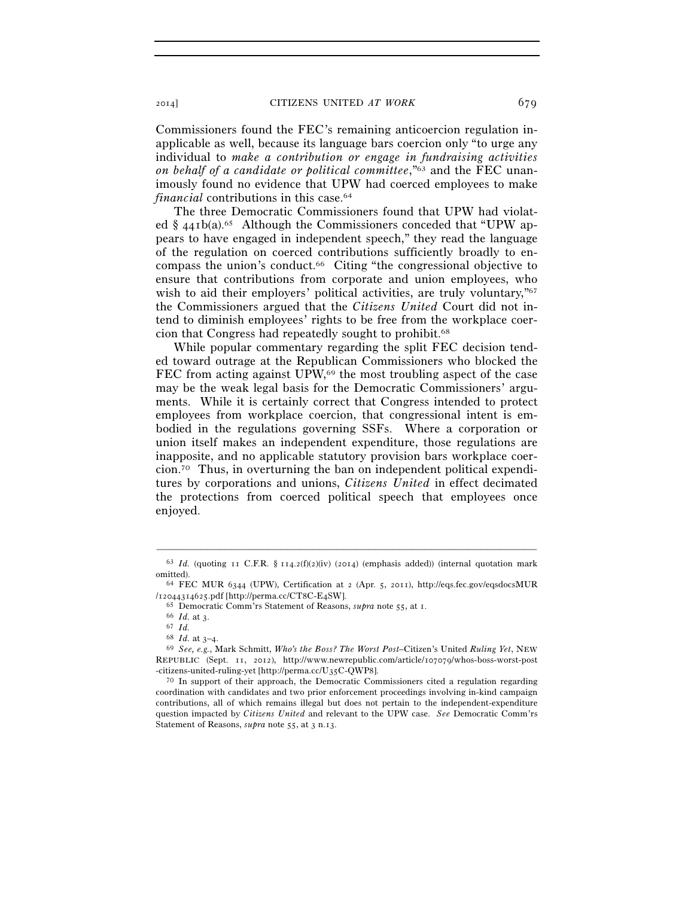Commissioners found the FEC's remaining anticoercion regulation inapplicable as well, because its language bars coercion only "to urge any individual to *make a contribution or engage in fundraising activities on behalf of a candidate or political committee*,"[63] and the FEC unanimously found no evidence that UPW had coerced employees to make *financial* contributions in this case.[64]

The three Democratic Commissioners found that UPW had violated § 441b(a).[65] Although the Commissioners conceded that "UPW appears to have engaged in independent speech," they read the language of the regulation on coerced contributions sufficiently broadly to encompass the union's conduct.[66] Citing "the congressional objective to ensure that contributions from corporate and union employees, who wish to aid their employers' political activities, are truly voluntary,"[67] the Commissioners argued that the *Citizens United* Court did not intend to diminish employees' rights to be free from the workplace coercion that Congress had repeatedly sought to prohibit.[68]

While popular commentary regarding the split FEC decision tended toward outrage at the Republican Commissioners who blocked the FEC from acting against UPW,[69] the most troubling aspect of the case may be the weak legal basis for the Democratic Commissioners' arguments. While it is certainly correct that Congress intended to protect employees from workplace coercion, that congressional intent is embodied in the regulations governing SSFs. Where a corporation or union itself makes an independent expenditure, those regulations are inapposite, and no applicable statutory provision bars workplace coercion.[70] Thus, in overturning the ban on independent political expenditures by corporations and unions, *Citizens United* in effect decimated the protections from coerced political speech that employees once enjoyed.

---

[63] *Id.* (quoting 11 C.F.R. § 114.2(f)(2)(iv) (2014) (emphasis added)) (internal quotation mark omitted).

[64] FEC MUR 6344 (UPW), Certification at 2 (Apr. 5, 2011), http://eqs.fec.gov/eqsdocsMUR/12044314625.pdf [http://perma.cc/CT8C-E4SW].

[65] Democratic Comm'rs Statement of Reasons, *supra* note 55, at 1.

[66] *Id.* at 3.

[67] *Id.*

[68] *Id.* at 3–4.

[69] *See, e.g.*, Mark Schmitt, *Who's the Boss? The Worst Post–*Citizen's United *Ruling Yet*, NEW REPUBLIC (Sept. 11, 2012), http://www.newrepublic.com/article/107079/whos-boss-worst-post-citizens-united-ruling-yet [http://perma.cc/U35C-QWP8].

[70] In support of their approach, the Democratic Commissioners cited a regulation regarding coordination with candidates and two prior enforcement proceedings involving in-kind campaign contributions, all of which remains illegal but does not pertain to the independent-expenditure question impacted by *Citizens United* and relevant to the UPW case. *See* Democratic Comm'rs Statement of Reasons, *supra* note 55, at 3 n.13.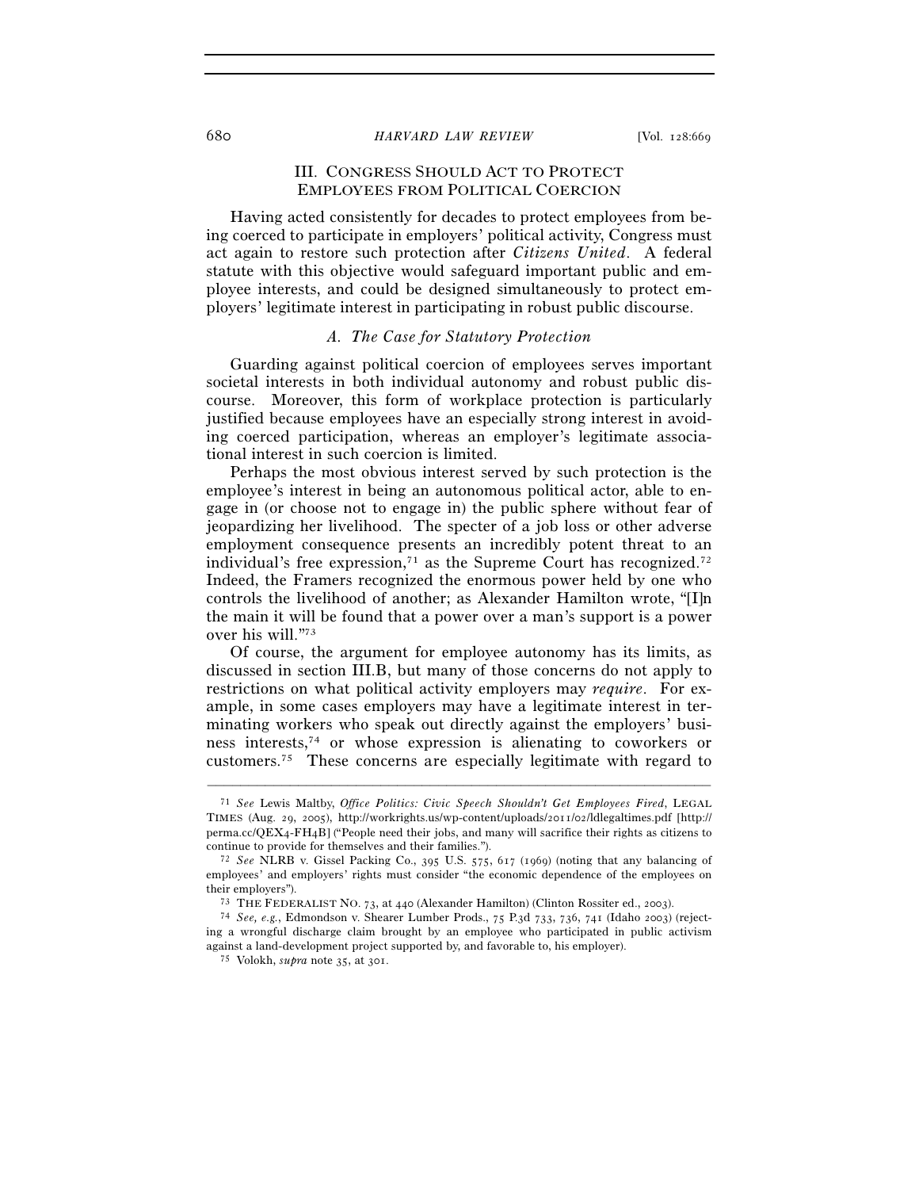## III. CONGRESS SHOULD ACT TO PROTECT EMPLOYEES FROM POLITICAL COERCION

Having acted consistently for decades to protect employees from being coerced to participate in employers' political activity, Congress must act again to restore such protection after *Citizens United*. A federal statute with this objective would safeguard important public and employee interests, and could be designed simultaneously to protect employers' legitimate interest in participating in robust public discourse.

### *A. The Case for Statutory Protection*

Guarding against political coercion of employees serves important societal interests in both individual autonomy and robust public discourse. Moreover, this form of workplace protection is particularly justified because employees have an especially strong interest in avoiding coerced participation, whereas an employer's legitimate associational interest in such coercion is limited.

Perhaps the most obvious interest served by such protection is the employee's interest in being an autonomous political actor, able to engage in (or choose not to engage in) the public sphere without fear of jeopardizing her livelihood. The specter of a job loss or other adverse employment consequence presents an incredibly potent threat to an individual's free expression,[71] as the Supreme Court has recognized.[72] Indeed, the Framers recognized the enormous power held by one who controls the livelihood of another; as Alexander Hamilton wrote, "[I]n the main it will be found that a power over a man's support is a power over his will."[73]

Of course, the argument for employee autonomy has its limits, as discussed in section III.B, but many of those concerns do not apply to restrictions on what political activity employers may *require*. For example, in some cases employers may have a legitimate interest in terminating workers who speak out directly against the employers' business interests,[74] or whose expression is alienating to coworkers or customers.[75] These concerns are especially legitimate with regard to

---

[71] *See* Lewis Maltby, *Office Politics: Civic Speech Shouldn't Get Employees Fired*, LEGAL TIMES (Aug. 29, 2005), http://workrights.us/wp-content/uploads/2011/02/ldlegaltimes.pdf [http://perma.cc/QEX4-FH4B] ("People need their jobs, and many will sacrifice their rights as citizens to continue to provide for themselves and their families.").

[72] *See* NLRB v. Gissel Packing Co., 395 U.S. 575, 617 (1969) (noting that any balancing of employees' and employers' rights must consider "the economic dependence of the employees on their employers").

[73] THE FEDERALIST NO. 73, at 440 (Alexander Hamilton) (Clinton Rossiter ed., 2003).

[74] *See, e.g.*, Edmondson v. Shearer Lumber Prods., 75 P.3d 733, 736, 741 (Idaho 2003) (rejecting a wrongful discharge claim brought by an employee who participated in public activism against a land-development project supported by, and favorable to, his employer).

[75] Volokh, *supra* note 35, at 301.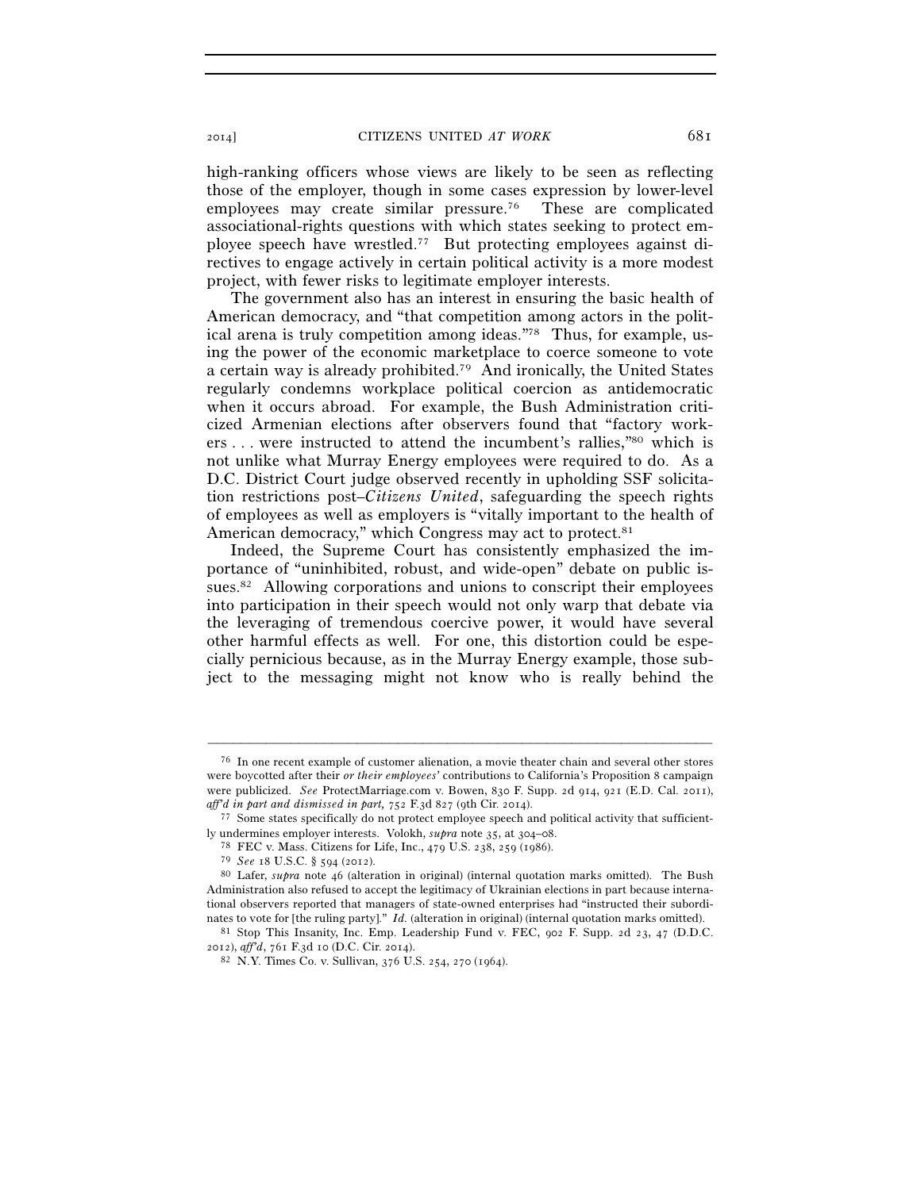high-ranking officers whose views are likely to be seen as reflecting those of the employer, though in some cases expression by lower-level employees may create similar pressure.[76] These are complicated associational-rights questions with which states seeking to protect employee speech have wrestled.[77] But protecting employees against directives to engage actively in certain political activity is a more modest project, with fewer risks to legitimate employer interests.

The government also has an interest in ensuring the basic health of American democracy, and "that competition among actors in the political arena is truly competition among ideas."[78] Thus, for example, using the power of the economic marketplace to coerce someone to vote a certain way is already prohibited.[79] And ironically, the United States regularly condemns workplace political coercion as antidemocratic when it occurs abroad. For example, the Bush Administration criticized Armenian elections after observers found that "factory workers . . . were instructed to attend the incumbent's rallies,"[80] which is not unlike what Murray Energy employees were required to do. As a D.C. District Court judge observed recently in upholding SSF solicitation restrictions post–*Citizens United*, safeguarding the speech rights of employees as well as employers is "vitally important to the health of American democracy," which Congress may act to protect.[81]

Indeed, the Supreme Court has consistently emphasized the importance of "uninhibited, robust, and wide-open" debate on public issues.[82] Allowing corporations and unions to conscript their employees into participation in their speech would not only warp that debate via the leveraging of tremendous coercive power, it would have several other harmful effects as well. For one, this distortion could be especially pernicious because, as in the Murray Energy example, those subject to the messaging might not know who is really behind the

---

[76] In one recent example of customer alienation, a movie theater chain and several other stores were boycotted after their *or their employees'* contributions to California's Proposition 8 campaign were publicized. *See* ProtectMarriage.com v. Bowen, 830 F. Supp. 2d 914, 921 (E.D. Cal. 2011), *aff'd in part and dismissed in part,* 752 F.3d 827 (9th Cir. 2014).

[77] Some states specifically do not protect employee speech and political activity that sufficiently undermines employer interests. Volokh, *supra* note 35, at 304–08.

[78] FEC v. Mass. Citizens for Life, Inc., 479 U.S. 238, 259 (1986).

[79] *See* 18 U.S.C. § 594 (2012).

[80] Lafer, *supra* note 46 (alteration in original) (internal quotation marks omitted). The Bush Administration also refused to accept the legitimacy of Ukrainian elections in part because international observers reported that managers of state-owned enterprises had "instructed their subordinates to vote for [the ruling party]." *Id.* (alteration in original) (internal quotation marks omitted).

[81] Stop This Insanity, Inc. Emp. Leadership Fund v. FEC, 902 F. Supp. 2d 23, 47 (D.D.C. 2012), *aff'd*, 761 F.3d 10 (D.C. Cir. 2014).

[82] N.Y. Times Co. v. Sullivan, 376 U.S. 254, 270 (1964).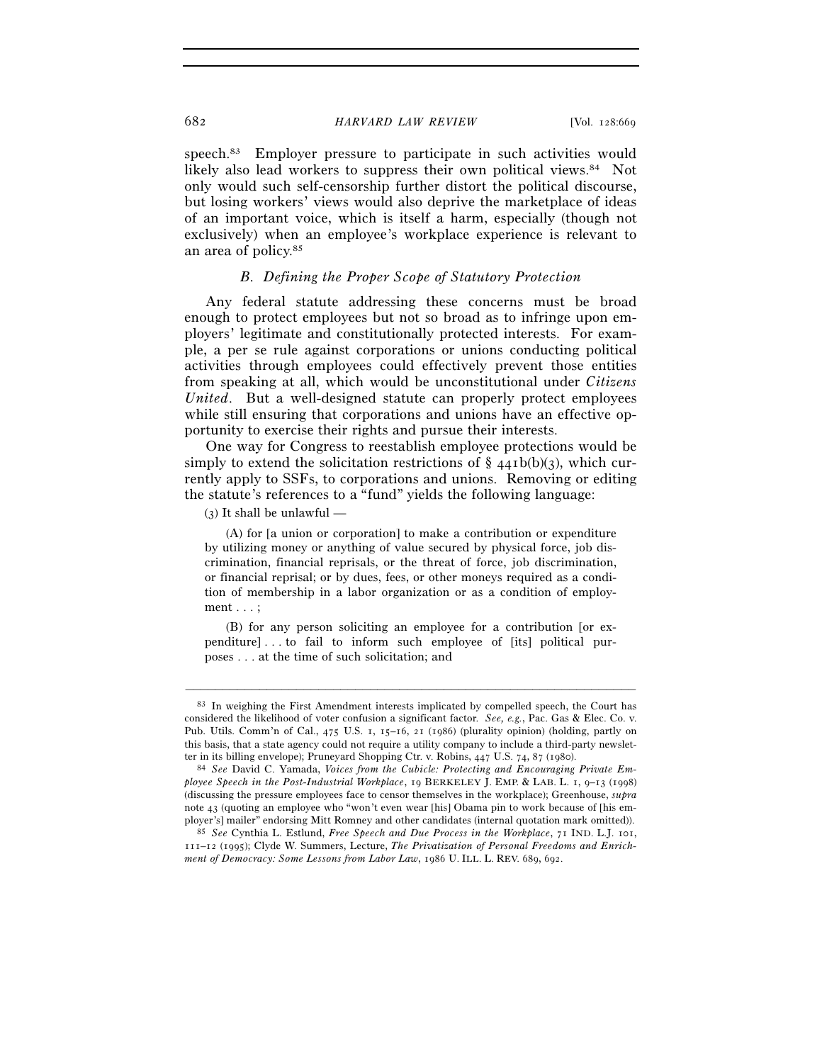speech.[83] Employer pressure to participate in such activities would likely also lead workers to suppress their own political views.[84] Not only would such self-censorship further distort the political discourse, but losing workers' views would also deprive the marketplace of ideas of an important voice, which is itself a harm, especially (though not exclusively) when an employee's workplace experience is relevant to an area of policy.[85]

### *B. Defining the Proper Scope of Statutory Protection*

Any federal statute addressing these concerns must be broad enough to protect employees but not so broad as to infringe upon employers' legitimate and constitutionally protected interests. For example, a per se rule against corporations or unions conducting political activities through employees could effectively prevent those entities from speaking at all, which would be unconstitutional under *Citizens United*. But a well-designed statute can properly protect employees while still ensuring that corporations and unions have an effective opportunity to exercise their rights and pursue their interests.

One way for Congress to reestablish employee protections would be simply to extend the solicitation restrictions of § 441b(b)(3), which currently apply to SSFs, to corporations and unions. Removing or editing the statute's references to a "fund" yields the following language:

> (3) It shall be unlawful —
>
> (A) for [a union or corporation] to make a contribution or expenditure by utilizing money or anything of value secured by physical force, job discrimination, financial reprisals, or the threat of force, job discrimination, or financial reprisal; or by dues, fees, or other moneys required as a condition of membership in a labor organization or as a condition of employment . . . ;
>
> (B) for any person soliciting an employee for a contribution [or expenditure] . . . to fail to inform such employee of [its] political purposes . . . at the time of such solicitation; and

---

[83] In weighing the First Amendment interests implicated by compelled speech, the Court has considered the likelihood of voter confusion a significant factor. *See, e.g.*, Pac. Gas & Elec. Co. v. Pub. Utils. Comm'n of Cal., 475 U.S. 1, 15–16, 21 (1986) (plurality opinion) (holding, partly on this basis, that a state agency could not require a utility company to include a third-party newsletter in its billing envelope); Pruneyard Shopping Ctr. v. Robins, 447 U.S. 74, 87 (1980).

[84] *See* David C. Yamada, *Voices from the Cubicle: Protecting and Encouraging Private Employee Speech in the Post-Industrial Workplace*, 19 BERKELEY J. EMP. & LAB. L. 1, 9–13 (1998) (discussing the pressure employees face to censor themselves in the workplace); Greenhouse, *supra* note 43 (quoting an employee who "won't even wear [his] Obama pin to work because of [his employer's] mailer" endorsing Mitt Romney and other candidates (internal quotation mark omitted)).

[85] *See* Cynthia L. Estlund, *Free Speech and Due Process in the Workplace*, 71 IND. L.J. 101, 111–12 (1995); Clyde W. Summers, Lecture, *The Privatization of Personal Freedoms and Enrichment of Democracy: Some Lessons from Labor Law*, 1986 U. ILL. L. REV. 689, 692.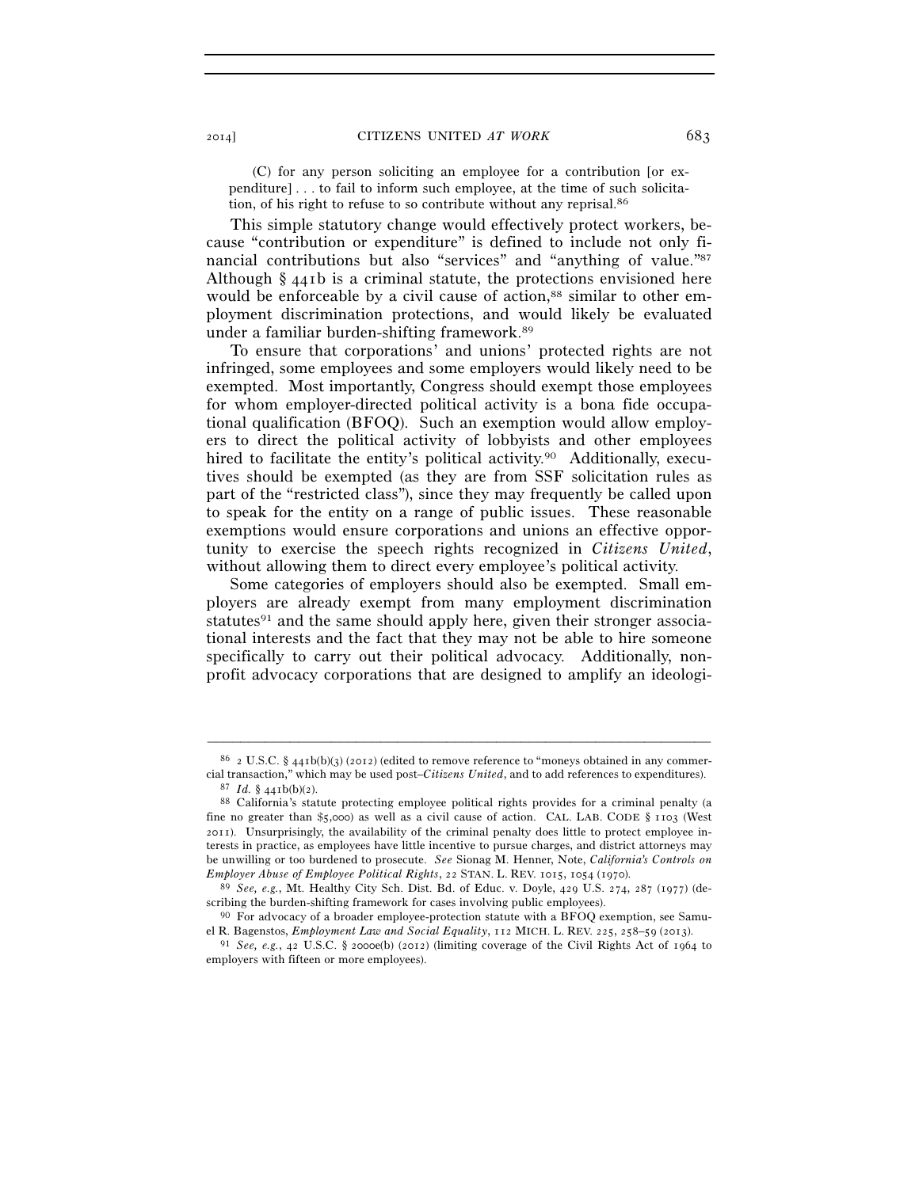(C) for any person soliciting an employee for a contribution [or expenditure] . . . to fail to inform such employee, at the time of such solicitation, of his right to refuse to so contribute without any reprisal.[86]

This simple statutory change would effectively protect workers, because "contribution or expenditure" is defined to include not only financial contributions but also "services" and "anything of value."[87] Although § 441b is a criminal statute, the protections envisioned here would be enforceable by a civil cause of action,[88] similar to other employment discrimination protections, and would likely be evaluated under a familiar burden-shifting framework.[89]

To ensure that corporations' and unions' protected rights are not infringed, some employees and some employers would likely need to be exempted. Most importantly, Congress should exempt those employees for whom employer-directed political activity is a bona fide occupational qualification (BFOQ). Such an exemption would allow employers to direct the political activity of lobbyists and other employees hired to facilitate the entity's political activity.[90] Additionally, executives should be exempted (as they are from SSF solicitation rules as part of the "restricted class"), since they may frequently be called upon to speak for the entity on a range of public issues. These reasonable exemptions would ensure corporations and unions an effective opportunity to exercise the speech rights recognized in *Citizens United*, without allowing them to direct every employee's political activity.

Some categories of employers should also be exempted. Small employers are already exempt from many employment discrimination statutes[91] and the same should apply here, given their stronger associational interests and the fact that they may not be able to hire someone specifically to carry out their political advocacy. Additionally, non-profit advocacy corporations that are designed to amplify an ideologi-

---

[86] 2 U.S.C. § 441b(b)(3) (2012) (edited to remove reference to "moneys obtained in any commercial transaction," which may be used post–*Citizens United*, and to add references to expenditures).

[87] *Id.* § 441b(b)(2).

[88] California's statute protecting employee political rights provides for a criminal penalty (a fine no greater than $5,000) as well as a civil cause of action. CAL. LAB. CODE § 1103 (West 2011). Unsurprisingly, the availability of the criminal penalty does little to protect employee interests in practice, as employees have little incentive to pursue charges, and district attorneys may be unwilling or too burdened to prosecute. *See* Sionag M. Henner, Note, *California's Controls on Employer Abuse of Employee Political Rights*, 22 STAN. L. REV. 1015, 1054 (1970).

[89] *See, e.g.*, Mt. Healthy City Sch. Dist. Bd. of Educ. v. Doyle, 429 U.S. 274, 287 (1977) (describing the burden-shifting framework for cases involving public employees).

[90] For advocacy of a broader employee-protection statute with a BFOQ exemption, see Samuel R. Bagenstos, *Employment Law and Social Equality*, 112 MICH. L. REV. 225, 258–59 (2013).

[91] *See, e.g.*, 42 U.S.C. § 2000e(b) (2012) (limiting coverage of the Civil Rights Act of 1964 to employers with fifteen or more employees).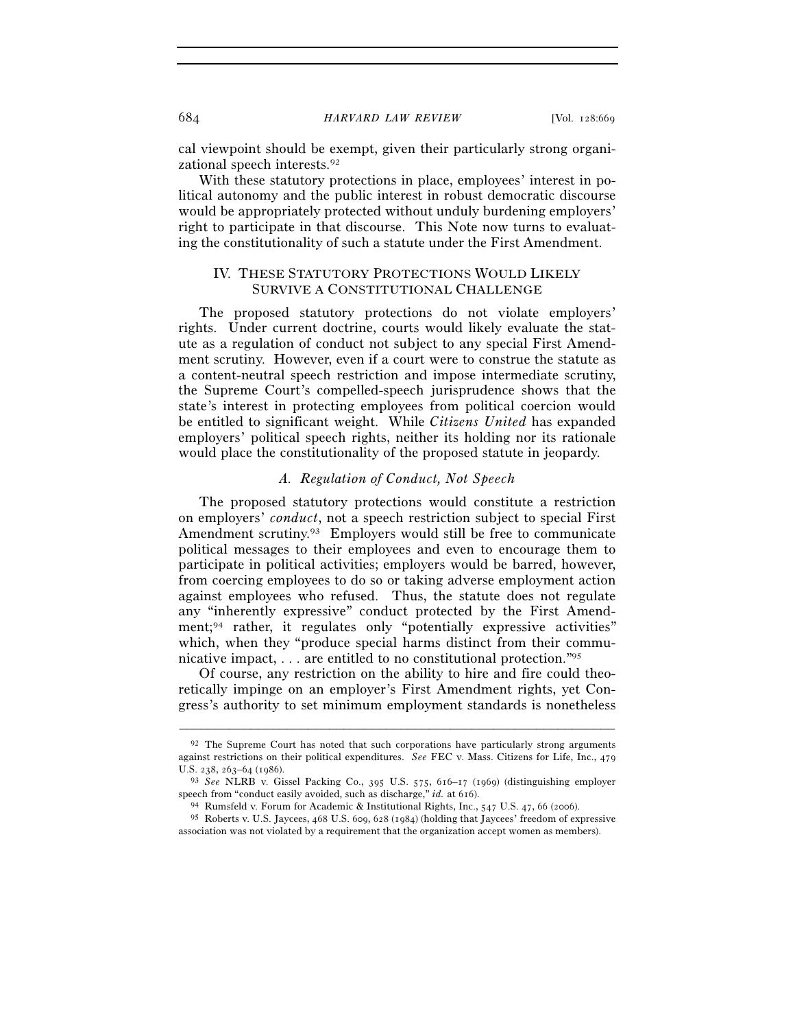cal viewpoint should be exempt, given their particularly strong organizational speech interests.[92]

With these statutory protections in place, employees' interest in political autonomy and the public interest in robust democratic discourse would be appropriately protected without unduly burdening employers' right to participate in that discourse. This Note now turns to evaluating the constitutionality of such a statute under the First Amendment.

## IV. THESE STATUTORY PROTECTIONS WOULD LIKELY SURVIVE A CONSTITUTIONAL CHALLENGE

The proposed statutory protections do not violate employers' rights. Under current doctrine, courts would likely evaluate the statute as a regulation of conduct not subject to any special First Amendment scrutiny. However, even if a court were to construe the statute as a content-neutral speech restriction and impose intermediate scrutiny, the Supreme Court's compelled-speech jurisprudence shows that the state's interest in protecting employees from political coercion would be entitled to significant weight. While *Citizens United* has expanded employers' political speech rights, neither its holding nor its rationale would place the constitutionality of the proposed statute in jeopardy.

### *A. Regulation of Conduct, Not Speech*

The proposed statutory protections would constitute a restriction on employers' *conduct*, not a speech restriction subject to special First Amendment scrutiny.[93] Employers would still be free to communicate political messages to their employees and even to encourage them to participate in political activities; employers would be barred, however, from coercing employees to do so or taking adverse employment action against employees who refused. Thus, the statute does not regulate any "inherently expressive" conduct protected by the First Amendment;[94] rather, it regulates only "potentially expressive activities" which, when they "produce special harms distinct from their communicative impact, . . . are entitled to no constitutional protection."[95]

Of course, any restriction on the ability to hire and fire could theoretically impinge on an employer's First Amendment rights, yet Congress's authority to set minimum employment standards is nonetheless

---

[92] The Supreme Court has noted that such corporations have particularly strong arguments against restrictions on their political expenditures. *See* FEC v. Mass. Citizens for Life, Inc., 479 U.S. 238, 263–64 (1986).

[93] *See* NLRB v. Gissel Packing Co., 395 U.S. 575, 616–17 (1969) (distinguishing employer speech from "conduct easily avoided, such as discharge," *id.* at 616).

[94] Rumsfeld v. Forum for Academic & Institutional Rights, Inc., 547 U.S. 47, 66 (2006).

[95] Roberts v. U.S. Jaycees, 468 U.S. 609, 628 (1984) (holding that Jaycees' freedom of expressive association was not violated by a requirement that the organization accept women as members).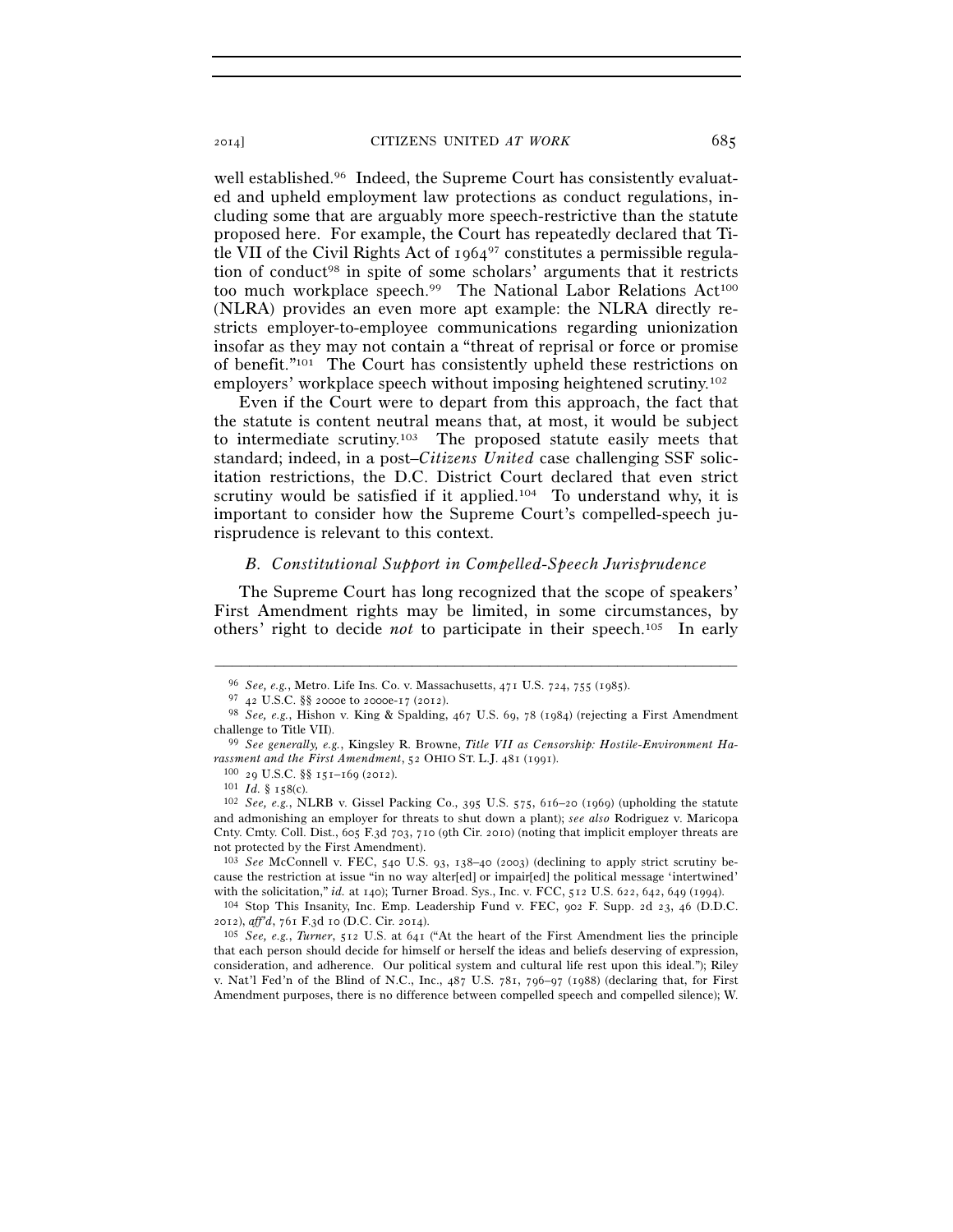well established.[96] Indeed, the Supreme Court has consistently evaluated and upheld employment law protections as conduct regulations, including some that are arguably more speech-restrictive than the statute proposed here. For example, the Court has repeatedly declared that Title VII of the Civil Rights Act of 1964[97] constitutes a permissible regulation of conduct[98] in spite of some scholars' arguments that it restricts too much workplace speech.[99] The National Labor Relations Act[100] (NLRA) provides an even more apt example: the NLRA directly restricts employer-to-employee communications regarding unionization insofar as they may not contain a "threat of reprisal or force or promise of benefit."[101] The Court has consistently upheld these restrictions on employers' workplace speech without imposing heightened scrutiny.[102]

Even if the Court were to depart from this approach, the fact that the statute is content neutral means that, at most, it would be subject to intermediate scrutiny.[103] The proposed statute easily meets that standard; indeed, in a post–*Citizens United* case challenging SSF solicitation restrictions, the D.C. District Court declared that even strict scrutiny would be satisfied if it applied.[104] To understand why, it is important to consider how the Supreme Court's compelled-speech jurisprudence is relevant to this context.

### *B. Constitutional Support in Compelled-Speech Jurisprudence*

The Supreme Court has long recognized that the scope of speakers' First Amendment rights may be limited, in some circumstances, by others' right to decide *not* to participate in their speech.[105] In early

---

[96] *See, e.g.*, Metro. Life Ins. Co. v. Massachusetts, 471 U.S. 724, 755 (1985).

[97] 42 U.S.C. §§ 2000e to 2000e-17 (2012).

[98] *See, e.g.*, Hishon v. King & Spalding, 467 U.S. 69, 78 (1984) (rejecting a First Amendment challenge to Title VII).

[99] *See generally, e.g.*, Kingsley R. Browne, *Title VII as Censorship: Hostile-Environment Harassment and the First Amendment*, 52 OHIO ST. L.J. 481 (1991).

[100] 29 U.S.C. §§ 151–169 (2012).

[101] *Id.* § 158(c).

[102] *See, e.g.*, NLRB v. Gissel Packing Co., 395 U.S. 575, 616–20 (1969) (upholding the statute and admonishing an employer for threats to shut down a plant); *see also* Rodriguez v. Maricopa Cnty. Cmty. Coll. Dist., 605 F.3d 703, 710 (9th Cir. 2010) (noting that implicit employer threats are not protected by the First Amendment).

[103] *See* McConnell v. FEC, 540 U.S. 93, 138–40 (2003) (declining to apply strict scrutiny because the restriction at issue "in no way alter[ed] or impair[ed] the political message 'intertwined' with the solicitation," *id.* at 140); Turner Broad. Sys., Inc. v. FCC, 512 U.S. 622, 642, 649 (1994).

[104] Stop This Insanity, Inc. Emp. Leadership Fund v. FEC, 902 F. Supp. 2d 23, 46 (D.D.C. 2012), *aff'd*, 761 F.3d 10 (D.C. Cir. 2014).

[105] *See, e.g.*, *Turner*, 512 U.S. at 641 ("At the heart of the First Amendment lies the principle that each person should decide for himself or herself the ideas and beliefs deserving of expression, consideration, and adherence. Our political system and cultural life rest upon this ideal."); Riley v. Nat'l Fed'n of the Blind of N.C., Inc., 487 U.S. 781, 796–97 (1988) (declaring that, for First Amendment purposes, there is no difference between compelled speech and compelled silence); W.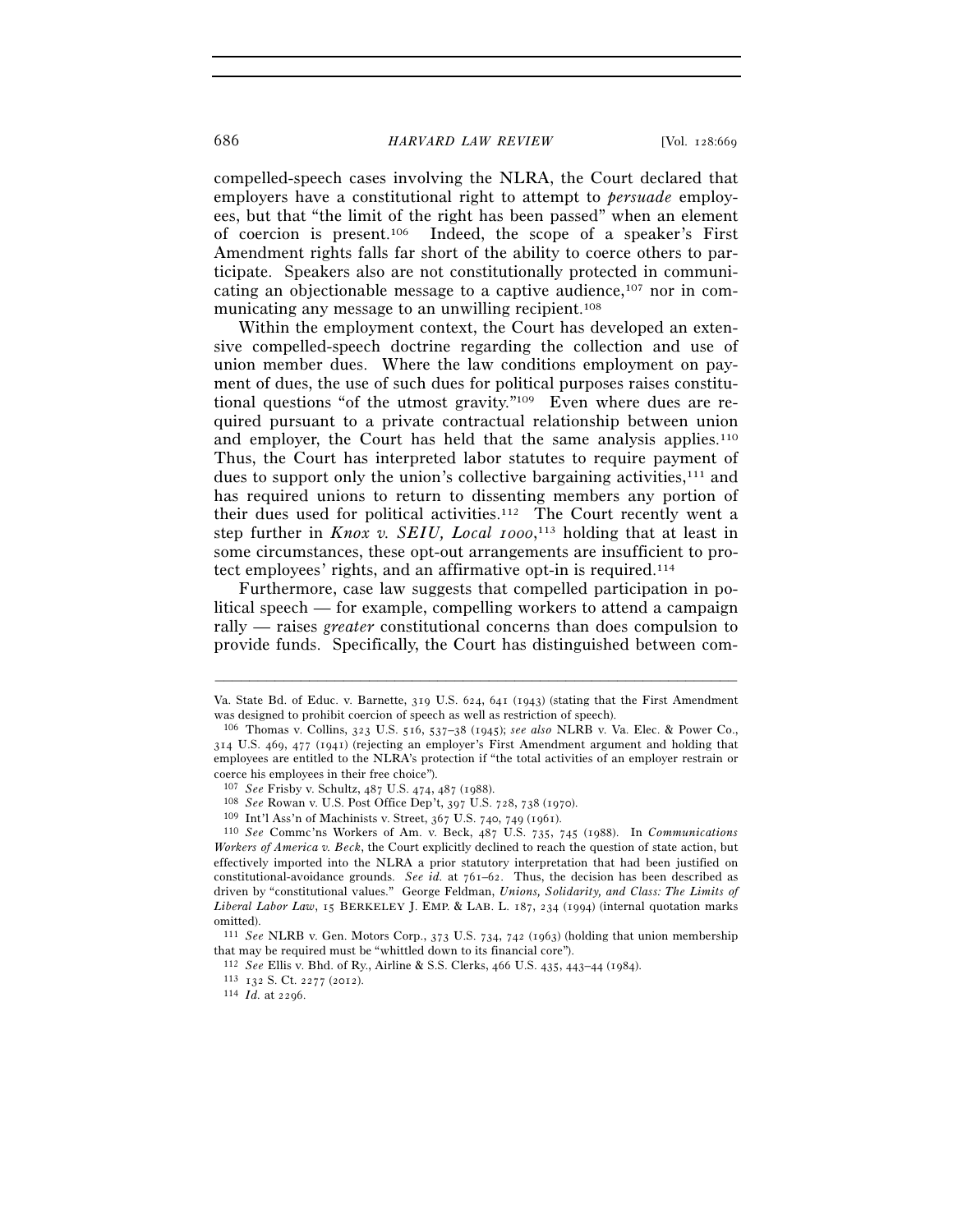compelled-speech cases involving the NLRA, the Court declared that employers have a constitutional right to attempt to *persuade* employees, but that "the limit of the right has been passed" when an element of coercion is present.[106] Indeed, the scope of a speaker's First Amendment rights falls far short of the ability to coerce others to participate. Speakers also are not constitutionally protected in communicating an objectionable message to a captive audience,[107] nor in communicating any message to an unwilling recipient.[108]

Within the employment context, the Court has developed an extensive compelled-speech doctrine regarding the collection and use of union member dues. Where the law conditions employment on payment of dues, the use of such dues for political purposes raises constitutional questions "of the utmost gravity."[109] Even where dues are required pursuant to a private contractual relationship between union and employer, the Court has held that the same analysis applies.[110] Thus, the Court has interpreted labor statutes to require payment of dues to support only the union's collective bargaining activities,[111] and has required unions to return to dissenting members any portion of their dues used for political activities.[112] The Court recently went a step further in *Knox v. SEIU, Local 1000*,[113] holding that at least in some circumstances, these opt-out arrangements are insufficient to protect employees' rights, and an affirmative opt-in is required.[114]

Furthermore, case law suggests that compelled participation in political speech — for example, compelling workers to attend a campaign rally — raises *greater* constitutional concerns than does compulsion to provide funds. Specifically, the Court has distinguished between com-

---

Va. State Bd. of Educ. v. Barnette, 319 U.S. 624, 641 (1943) (stating that the First Amendment was designed to prohibit coercion of speech as well as restriction of speech).

[106] Thomas v. Collins, 323 U.S. 516, 537–38 (1945); *see also* NLRB v. Va. Elec. & Power Co., 314 U.S. 469, 477 (1941) (rejecting an employer's First Amendment argument and holding that employees are entitled to the NLRA's protection if "the total activities of an employer restrain or coerce his employees in their free choice").

[107] *See* Frisby v. Schultz, 487 U.S. 474, 487 (1988).

[108] *See* Rowan v. U.S. Post Office Dep't, 397 U.S. 728, 738 (1970).

[109] Int'l Ass'n of Machinists v. Street, 367 U.S. 740, 749 (1961).

[110] *See* Commc'ns Workers of Am. v. Beck, 487 U.S. 735, 745 (1988). In *Communications Workers of America v. Beck*, the Court explicitly declined to reach the question of state action, but effectively imported into the NLRA a prior statutory interpretation that had been justified on constitutional-avoidance grounds. *See id.* at 761–62. Thus, the decision has been described as driven by "constitutional values." George Feldman, *Unions, Solidarity, and Class: The Limits of Liberal Labor Law*, 15 BERKELEY J. EMP. & LAB. L. 187, 234 (1994) (internal quotation marks omitted).

[111] *See* NLRB v. Gen. Motors Corp., 373 U.S. 734, 742 (1963) (holding that union membership that may be required must be "whittled down to its financial core").

[112] *See* Ellis v. Bhd. of Ry., Airline & S.S. Clerks, 466 U.S. 435, 443–44 (1984).

[113] 132 S. Ct. 2277 (2012).

[114] *Id.* at 2296.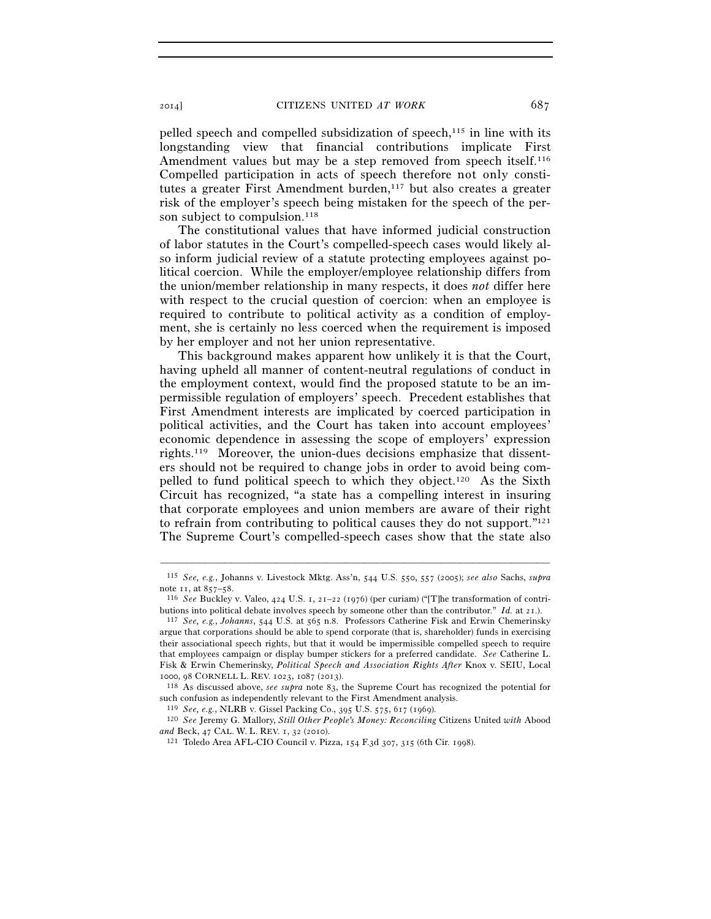pelled speech and compelled subsidization of speech,[115] in line with its longstanding view that financial contributions implicate First Amendment values but may be a step removed from speech itself.[116] Compelled participation in acts of speech therefore not only constitutes a greater First Amendment burden,[117] but also creates a greater risk of the employer's speech being mistaken for the speech of the person subject to compulsion.[118]

The constitutional values that have informed judicial construction of labor statutes in the Court's compelled-speech cases would likely also inform judicial review of a statute protecting employees against political coercion. While the employer/employee relationship differs from the union/member relationship in many respects, it does *not* differ here with respect to the crucial question of coercion: when an employee is required to contribute to political activity as a condition of employment, she is certainly no less coerced when the requirement is imposed by her employer and not her union representative.

This background makes apparent how unlikely it is that the Court, having upheld all manner of content-neutral regulations of conduct in the employment context, would find the proposed statute to be an impermissible regulation of employers' speech. Precedent establishes that First Amendment interests are implicated by coerced participation in political activities, and the Court has taken into account employees' economic dependence in assessing the scope of employers' expression rights.[119] Moreover, the union-dues decisions emphasize that dissenters should not be required to change jobs in order to avoid being compelled to fund political speech to which they object.[120] As the Sixth Circuit has recognized, "a state has a compelling interest in insuring that corporate employees and union members are aware of their right to refrain from contributing to political causes they do not support."[121] The Supreme Court's compelled-speech cases show that the state also

---

[115] *See, e.g.*, Johanns v. Livestock Mktg. Ass'n, 544 U.S. 550, 557 (2005); *see also* Sachs, *supra* note 11, at 857–58.

[116] *See* Buckley v. Valeo, 424 U.S. 1, 21–22 (1976) (per curiam) ("[T]he transformation of contributions into political debate involves speech by someone other than the contributor." *Id.* at 21.).

[117] *See, e.g.*, *Johanns*, 544 U.S. at 565 n.8. Professors Catherine Fisk and Erwin Chemerinsky argue that corporations should be able to spend corporate (that is, shareholder) funds in exercising their associational speech rights, but that it would be impermissible compelled speech to require that employees campaign or display bumper stickers for a preferred candidate. *See* Catherine L. Fisk & Erwin Chemerinsky, *Political Speech and Association Rights After* Knox v. SEIU, Local 1000, 98 CORNELL L. REV. 1023, 1087 (2013).

[118] As discussed above, *see supra* note 83, the Supreme Court has recognized the potential for such confusion as independently relevant to the First Amendment analysis.

[119] *See, e.g.*, NLRB v. Gissel Packing Co., 395 U.S. 575, 617 (1969).

[120] *See* Jeremy G. Mallory, *Still Other People's Money: Reconciling* Citizens United *with* Abood *and* Beck, 47 CAL. W. L. REV. 1, 32 (2010).

[121] Toledo Area AFL-CIO Council v. Pizza, 154 F.3d 307, 315 (6th Cir. 1998).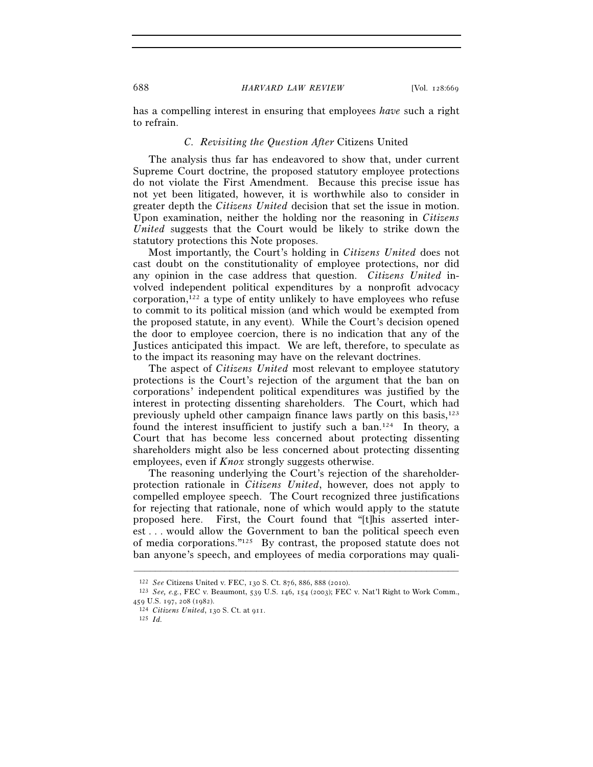has a compelling interest in ensuring that employees *have* such a right to refrain.

### *C. Revisiting the Question After* Citizens United

The analysis thus far has endeavored to show that, under current Supreme Court doctrine, the proposed statutory employee protections do not violate the First Amendment. Because this precise issue has not yet been litigated, however, it is worthwhile also to consider in greater depth the *Citizens United* decision that set the issue in motion. Upon examination, neither the holding nor the reasoning in *Citizens United* suggests that the Court would be likely to strike down the statutory protections this Note proposes.

Most importantly, the Court's holding in *Citizens United* does not cast doubt on the constitutionality of employee protections, nor did any opinion in the case address that question. *Citizens United* involved independent political expenditures by a nonprofit advocacy corporation,[122] a type of entity unlikely to have employees who refuse to commit to its political mission (and which would be exempted from the proposed statute, in any event). While the Court's decision opened the door to employee coercion, there is no indication that any of the Justices anticipated this impact. We are left, therefore, to speculate as to the impact its reasoning may have on the relevant doctrines.

The aspect of *Citizens United* most relevant to employee statutory protections is the Court's rejection of the argument that the ban on corporations' independent political expenditures was justified by the interest in protecting dissenting shareholders. The Court, which had previously upheld other campaign finance laws partly on this basis,[123] found the interest insufficient to justify such a ban.[124] In theory, a Court that has become less concerned about protecting dissenting shareholders might also be less concerned about protecting dissenting employees, even if *Knox* strongly suggests otherwise.

The reasoning underlying the Court's rejection of the shareholder-protection rationale in *Citizens United*, however, does not apply to compelled employee speech. The Court recognized three justifications for rejecting that rationale, none of which would apply to the statute proposed here. First, the Court found that "[t]his asserted interest . . . would allow the Government to ban the political speech even of media corporations."[125] By contrast, the proposed statute does not ban anyone's speech, and employees of media corporations may quali-

---

[122] *See* Citizens United v. FEC, 130 S. Ct. 876, 886, 888 (2010).

[123] *See, e.g.*, FEC v. Beaumont, 539 U.S. 146, 154 (2003); FEC v. Nat'l Right to Work Comm., 459 U.S. 197, 208 (1982).

[124] *Citizens United*, 130 S. Ct. at 911.

[125] *Id.*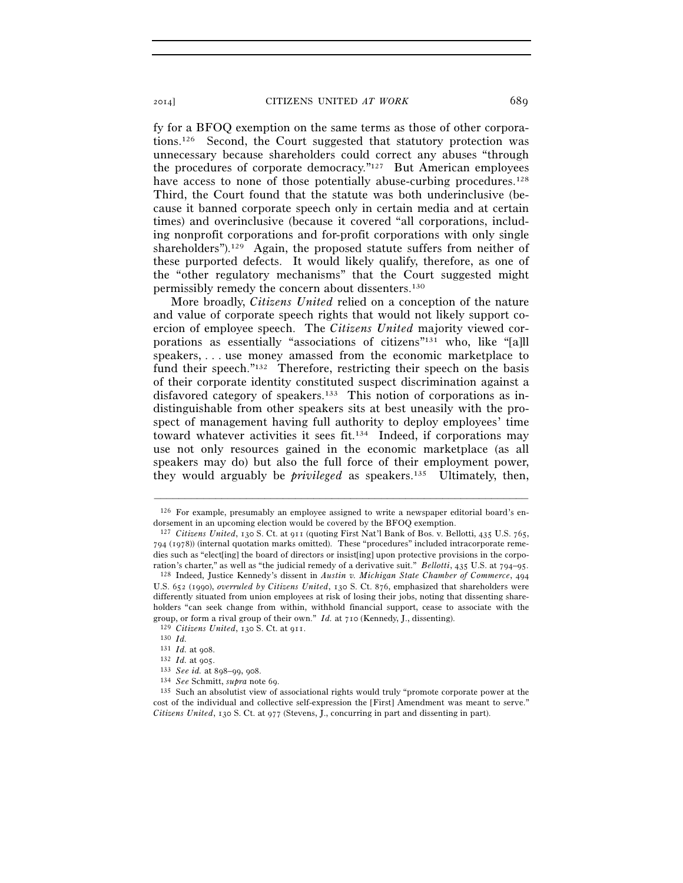fy for a BFOQ exemption on the same terms as those of other corporations.[126] Second, the Court suggested that statutory protection was unnecessary because shareholders could correct any abuses "through the procedures of corporate democracy."[127] But American employees have access to none of those potentially abuse-curbing procedures.[128] Third, the Court found that the statute was both underinclusive (because it banned corporate speech only in certain media and at certain times) and overinclusive (because it covered "all corporations, including nonprofit corporations and for-profit corporations with only single shareholders").[129] Again, the proposed statute suffers from neither of these purported defects. It would likely qualify, therefore, as one of the "other regulatory mechanisms" that the Court suggested might permissibly remedy the concern about dissenters.[130]

More broadly, *Citizens United* relied on a conception of the nature and value of corporate speech rights that would not likely support coercion of employee speech. The *Citizens United* majority viewed corporations as essentially "associations of citizens"[131] who, like "[a]ll speakers, . . . use money amassed from the economic marketplace to fund their speech."[132] Therefore, restricting their speech on the basis of their corporate identity constituted suspect discrimination against a disfavored category of speakers.[133] This notion of corporations as indistinguishable from other speakers sits at best uneasily with the prospect of management having full authority to deploy employees' time toward whatever activities it sees fit.[134] Indeed, if corporations may use not only resources gained in the economic marketplace (as all speakers may do) but also the full force of their employment power, they would arguably be *privileged* as speakers.[135] Ultimately, then,

---

[126] For example, presumably an employee assigned to write a newspaper editorial board's endorsement in an upcoming election would be covered by the BFOQ exemption.

[127] *Citizens United*, 130 S. Ct. at 911 (quoting First Nat'l Bank of Bos. v. Bellotti, 435 U.S. 765, 794 (1978)) (internal quotation marks omitted). These "procedures" included intracorporate remedies such as "elect[ing] the board of directors or insist[ing] upon protective provisions in the corporation's charter," as well as "the judicial remedy of a derivative suit." *Bellotti*, 435 U.S. at 794–95.

[128] Indeed, Justice Kennedy's dissent in *Austin v. Michigan State Chamber of Commerce*, 494 U.S. 652 (1990), *overruled by Citizens United*, 130 S. Ct. 876, emphasized that shareholders were differently situated from union employees at risk of losing their jobs, noting that dissenting shareholders "can seek change from within, withhold financial support, cease to associate with the group, or form a rival group of their own." *Id.* at 710 (Kennedy, J., dissenting).

[129] *Citizens United*, 130 S. Ct. at 911.

[130] *Id.*

[131] *Id.* at 908.

[132] *Id.* at 905.

[133] *See id.* at 898–99, 908.

[134] *See* Schmitt, *supra* note 69.

[135] Such an absolutist view of associational rights would truly "promote corporate power at the cost of the individual and collective self-expression the [First] Amendment was meant to serve." *Citizens United*, 130 S. Ct. at 977 (Stevens, J., concurring in part and dissenting in part).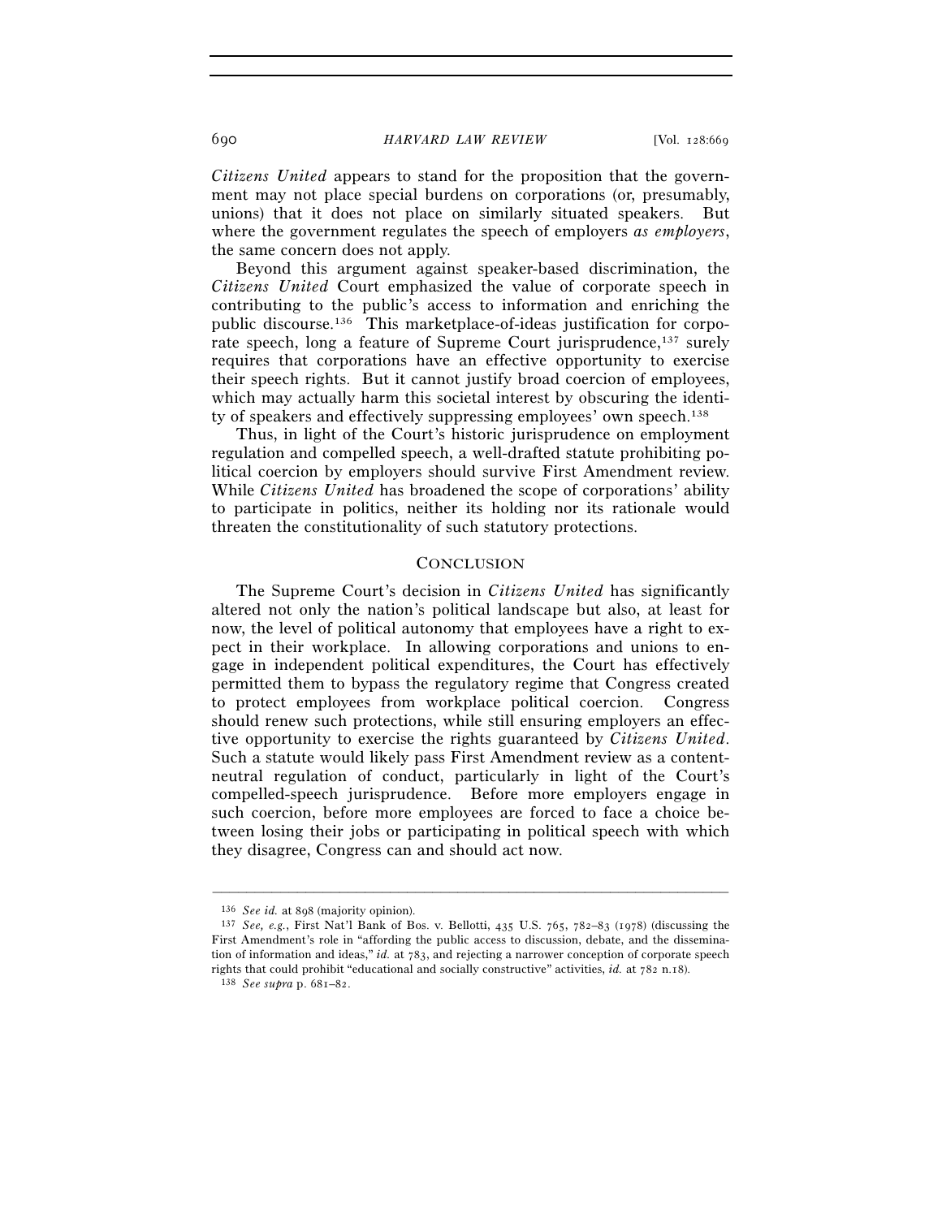*Citizens United* appears to stand for the proposition that the government may not place special burdens on corporations (or, presumably, unions) that it does not place on similarly situated speakers. But where the government regulates the speech of employers *as employers*, the same concern does not apply.

Beyond this argument against speaker-based discrimination, the *Citizens United* Court emphasized the value of corporate speech in contributing to the public's access to information and enriching the public discourse.[136] This marketplace-of-ideas justification for corporate speech, long a feature of Supreme Court jurisprudence,[137] surely requires that corporations have an effective opportunity to exercise their speech rights. But it cannot justify broad coercion of employees, which may actually harm this societal interest by obscuring the identity of speakers and effectively suppressing employees' own speech.[138]

Thus, in light of the Court's historic jurisprudence on employment regulation and compelled speech, a well-drafted statute prohibiting political coercion by employers should survive First Amendment review. While *Citizens United* has broadened the scope of corporations' ability to participate in politics, neither its holding nor its rationale would threaten the constitutionality of such statutory protections.

## CONCLUSION

The Supreme Court's decision in *Citizens United* has significantly altered not only the nation's political landscape but also, at least for now, the level of political autonomy that employees have a right to expect in their workplace. In allowing corporations and unions to engage in independent political expenditures, the Court has effectively permitted them to bypass the regulatory regime that Congress created to protect employees from workplace political coercion. Congress should renew such protections, while still ensuring employers an effective opportunity to exercise the rights guaranteed by *Citizens United*. Such a statute would likely pass First Amendment review as a content-neutral regulation of conduct, particularly in light of the Court's compelled-speech jurisprudence. Before more employers engage in such coercion, before more employees are forced to face a choice between losing their jobs or participating in political speech with which they disagree, Congress can and should act now.

---

[136] *See id.* at 898 (majority opinion).

[137] *See, e.g.*, First Nat'l Bank of Bos. v. Bellotti, 435 U.S. 765, 782–83 (1978) (discussing the First Amendment's role in "affording the public access to discussion, debate, and the dissemination of information and ideas," *id.* at 783, and rejecting a narrower conception of corporate speech rights that could prohibit "educational and socially constructive" activities, *id.* at 782 n.18).

[138] *See supra* p. 681–82.